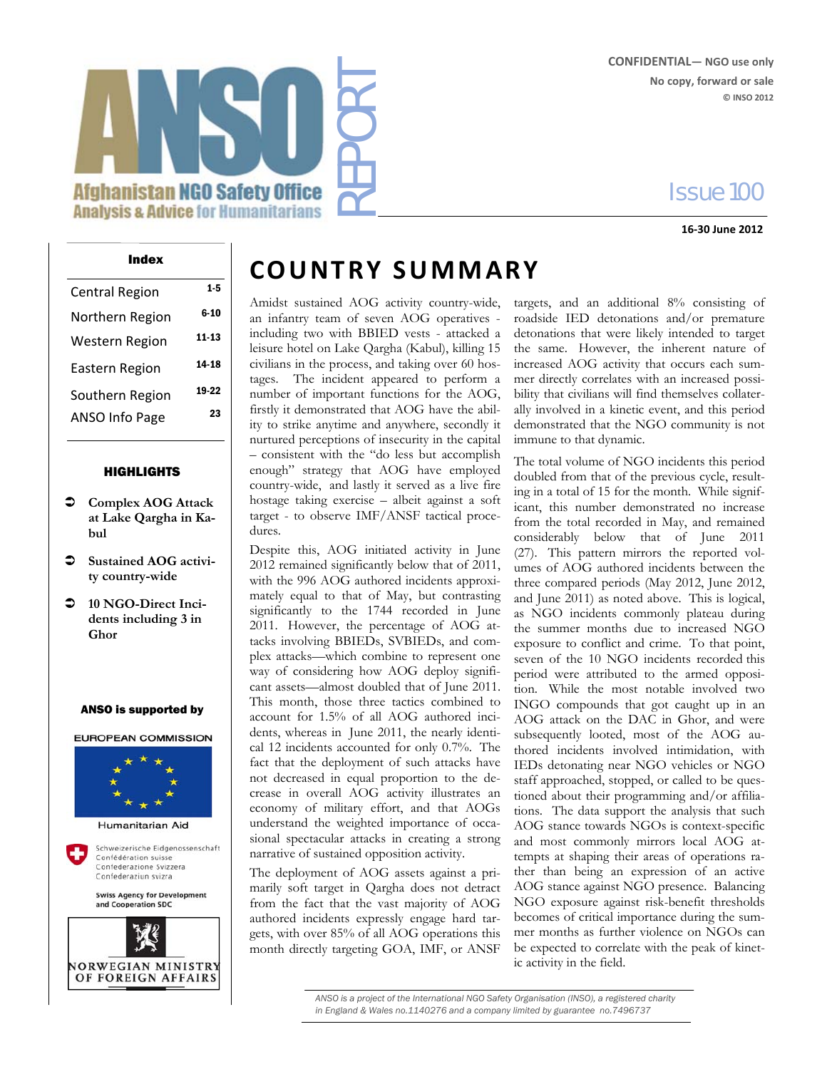CONFIDENTIAL— NGO use only
No copy, forward or sale
© INSO 2012

# ANSO REPORT

**Afghanistan NGO Safety Office**
**Analysis & Advice for Humanitarians**

Issue 100

**16-30 June 2012**

### Index

| | |
|---|---|
| Central Region | 1-5 |
| Northern Region | 6-10 |
| Western Region | 11-13 |
| Eastern Region | 14-18 |
| Southern Region | 19-22 |
| ANSO Info Page | 23 |

### HIGHLIGHTS

- **Complex AOG Attack at Lake Qargha in Kabul**
- **Sustained AOG activity country-wide**
- **10 NGO-Direct Incidents including 3 in Ghor**

**ANSO is supported by**

EUROPEAN COMMISSION
Humanitarian Aid

Schweizerische Eidgenossenschaft
Confédération suisse
Confederazione Svizzera
Confederaziun svizra

Swiss Agency for Development and Cooperation SDC

NORWEGIAN MINISTRY OF FOREIGN AFFAIRS

# COUNTRY SUMMARY

Amidst sustained AOG activity country-wide, an infantry team of seven AOG operatives - including two with BBIED vests - attacked a leisure hotel on Lake Qargha (Kabul), killing 15 civilians in the process, and taking over 60 hostages. The incident appeared to perform a number of important functions for the AOG, firstly it demonstrated that AOG have the ability to strike anytime and anywhere, secondly it nurtured perceptions of insecurity in the capital – consistent with the "do less but accomplish enough" strategy that AOG have employed country-wide, and lastly it served as a live fire hostage taking exercise – albeit against a soft target - to observe IMF/ANSF tactical procedures.

Despite this, AOG initiated activity in June 2012 remained significantly below that of 2011, with the 996 AOG authored incidents approximately equal to that of May, but contrasting significantly to the 1744 recorded in June 2011. However, the percentage of AOG attacks involving BBIEDs, SVBIEDs, and complex attacks—which combine to represent one way of considering how AOG deploy significant assets—almost doubled that of June 2011. This month, those three tactics combined to account for 1.5% of all AOG authored incidents, whereas in June 2011, the nearly identical 12 incidents accounted for only 0.7%. The fact that the deployment of such attacks have not decreased in equal proportion to the decrease in overall AOG activity illustrates an economy of military effort, and that AOGs understand the weighted importance of occasional spectacular attacks in creating a strong narrative of sustained opposition activity.

The deployment of AOG assets against a primarily soft target in Qargha does not detract from the fact that the vast majority of AOG authored incidents expressly engage hard targets, with over 85% of all AOG operations this month directly targeting GOA, IMF, or ANSF targets, and an additional 8% consisting of roadside IED detonations and/or premature detonations that were likely intended to target the same. However, the inherent nature of increased AOG activity that occurs each summer directly correlates with an increased possibility that civilians will find themselves collaterally involved in a kinetic event, and this period demonstrated that the NGO community is not immune to that dynamic.

The total volume of NGO incidents this period doubled from that of the previous cycle, resulting in a total of 15 for the month. While significant, this number demonstrated no increase from the total recorded in May, and remained considerably below that of June 2011 (27). This pattern mirrors the reported volumes of AOG authored incidents between the three compared periods (May 2012, June 2012, and June 2011) as noted above. This is logical, as NGO incidents commonly plateau during the summer months due to increased NGO exposure to conflict and crime. To that point, seven of the 10 NGO incidents recorded this period were attributed to the armed opposition. While the most notable involved two INGO compounds that got caught up in an AOG attack on the DAC in Ghor, and were subsequently looted, most of the AOG authored incidents involved intimidation, with IEDs detonating near NGO vehicles or NGO staff approached, stopped, or called to be questioned about their programming and/or affiliations. The data support the analysis that such AOG stance towards NGOs is context-specific and most commonly mirrors local AOG attempts at shaping their areas of operations rather than being an expression of an active AOG stance against NGO presence. Balancing NGO exposure against risk-benefit thresholds becomes of critical importance during the summer months as further violence on NGOs can be expected to correlate with the peak of kinetic activity in the field.

*ANSO is a project of the International NGO Safety Organisation (INSO), a registered charity in England & Wales no.1140276 and a company limited by guarantee no.7496737*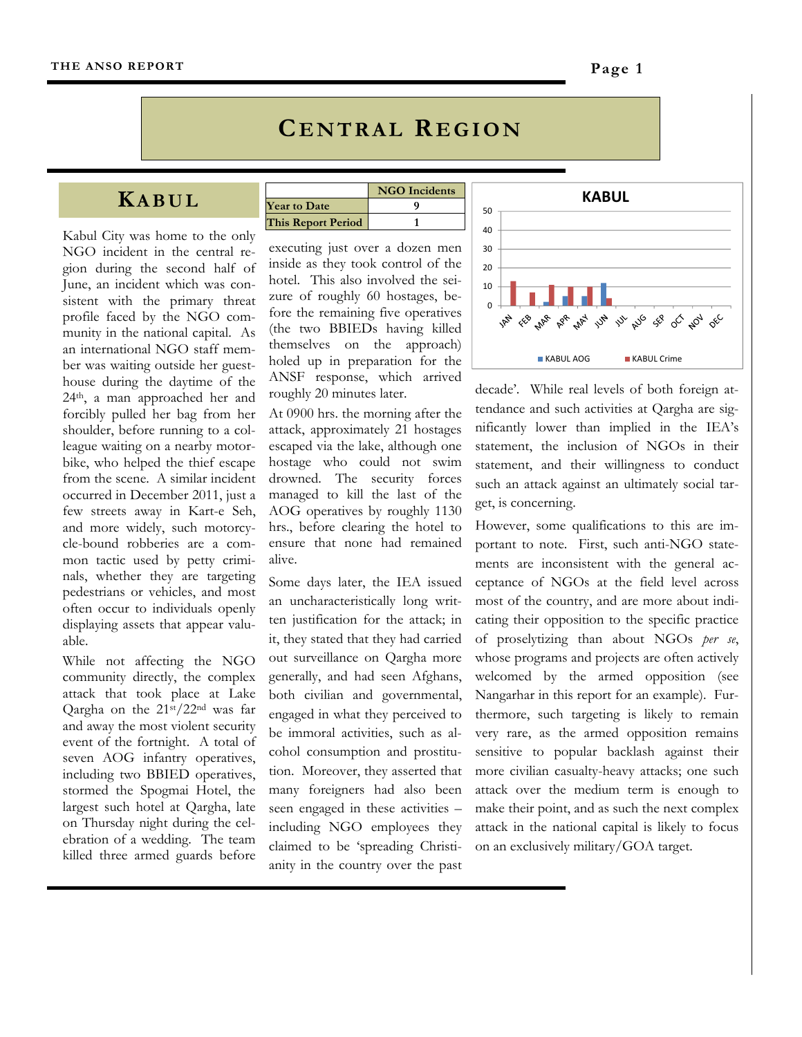# CENTRAL REGION

## KABUL

| | NGO Incidents |
|---|---|
| Year to Date | 9 |
| This Report Period | 1 |

Kabul City was home to the only NGO incident in the central region during the second half of June, an incident which was consistent with the primary threat profile faced by the NGO community in the national capital. As an international NGO staff member was waiting outside her guesthouse during the daytime of the 24th, a man approached her and forcibly pulled her bag from her shoulder, before running to a colleague waiting on a nearby motorbike, who helped the thief escape from the scene. A similar incident occurred in December 2011, just a few streets away in Kart-e Seh, and more widely, such motorcycle-bound robberies are a common tactic used by petty criminals, whether they are targeting pedestrians or vehicles, and most often occur to individuals openly displaying assets that appear valuable.

While not affecting the NGO community directly, the complex attack that took place at Lake Qargha on the 21st/22nd was far and away the most violent security event of the fortnight. A total of seven AOG infantry operatives, including two BBIED operatives, stormed the Spogmai Hotel, the largest such hotel at Qargha, late on Thursday night during the celebration of a wedding. The team killed three armed guards before executing just over a dozen men inside as they took control of the hotel. This also involved the seizure of roughly 60 hostages, before the remaining five operatives (the two BBIEDs having killed themselves on the approach) holed up in preparation for the ANSF response, which arrived roughly 20 minutes later.

At 0900 hrs. the morning after the attack, approximately 21 hostages escaped via the lake, although one hostage who could not swim drowned. The security forces managed to kill the last of the AOG operatives by roughly 1130 hrs., before clearing the hotel to ensure that none had remained alive.

Some days later, the IEA issued an uncharacteristically long written justification for the attack; in it, they stated that they had carried out surveillance on Qargha more generally, and had seen Afghans, both civilian and governmental, engaged in what they perceived to be immoral activities, such as alcohol consumption and prostitution. Moreover, they asserted that many foreigners had also been seen engaged in these activities – including NGO employees they claimed to be 'spreading Christianity in the country over the past decade'. While real levels of both foreign attendance and such activities at Qargha are significantly lower than implied in the IEA's statement, the inclusion of NGOs in their statement, and their willingness to conduct such an attack against an ultimately social target, is concerning.

However, some qualifications to this are important to note. First, such anti-NGO statements are inconsistent with the general acceptance of NGOs at the field level across most of the country, and are more about indicating their opposition to the specific practice of proselytizing than about NGOs *per se*, whose programs and projects are often actively welcomed by the armed opposition (see Nangarhar in this report for an example). Furthermore, such targeting is likely to remain very rare, as the armed opposition remains sensitive to popular backlash against their more civilian casualty-heavy attacks; one such attack over the medium term is enough to make their point, and as such the next complex attack in the national capital is likely to focus on an exclusively military/GOA target.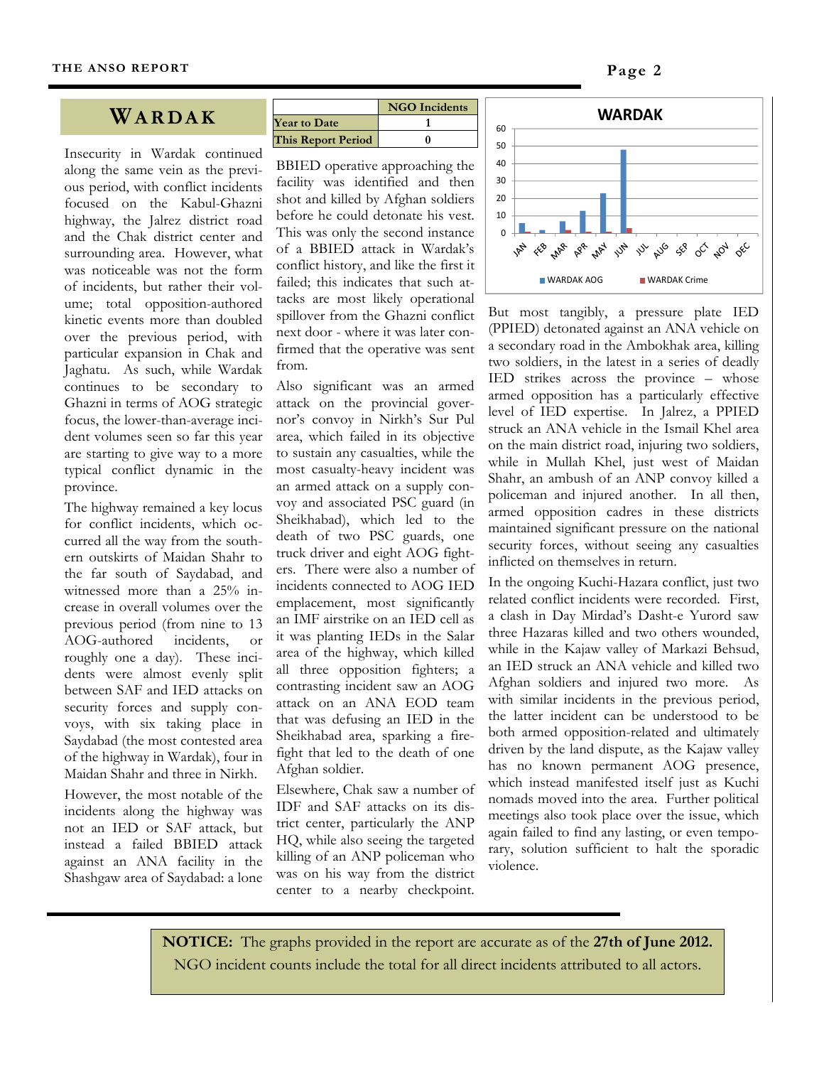# WARDAK

| | NGO Incidents |
|---|---|
| Year to Date | 1 |
| This Report Period | 0 |

Insecurity in Wardak continued along the same vein as the previous period, with conflict incidents focused on the Kabul-Ghazni highway, the Jalrez district road and the Chak district center and surrounding area. However, what was noticeable was not the form of incidents, but rather their volume; total opposition-authored kinetic events more than doubled over the previous period, with particular expansion in Chak and Jaghatu. As such, while Wardak continues to be secondary to Ghazni in terms of AOG strategic focus, the lower-than-average incident volumes seen so far this year are starting to give way to a more typical conflict dynamic in the province.

The highway remained a key locus for conflict incidents, which occurred all the way from the southern outskirts of Maidan Shahr to the far south of Saydabad, and witnessed more than a 25% increase in overall volumes over the previous period (from nine to 13 AOG-authored incidents, or roughly one a day). These incidents were almost evenly split between SAF and IED attacks on security forces and supply convoys, with six taking place in Saydabad (the most contested area of the highway in Wardak), four in Maidan Shahr and three in Nirkh.

However, the most notable of the incidents along the highway was not an IED or SAF attack, but instead a failed BBIED attack against an ANA facility in the Shashgaw area of Saydabad: a lone BBIED operative approaching the facility was identified and then shot and killed by Afghan soldiers before he could detonate his vest. This was only the second instance of a BBIED attack in Wardak's conflict history, and like the first it failed; this indicates that such attacks are most likely operational spillover from the Ghazni conflict next door - where it was later confirmed that the operative was sent from.

Also significant was an armed attack on the provincial governor's convoy in Nirkh's Sur Pul area, which failed in its objective to sustain any casualties, while the most casualty-heavy incident was an armed attack on a supply convoy and associated PSC guard (in Sheikhabad), which led to the death of two PSC guards, one truck driver and eight AOG fighters. There were also a number of incidents connected to AOG IED emplacement, most significantly an IMF airstrike on an IED cell as it was planting IEDs in the Salar area of the highway, which killed all three opposition fighters; a contrasting incident saw an AOG attack on an ANA EOD team that was defusing an IED in the Sheikhabad area, sparking a firefight that led to the death of one Afghan soldier.

Elsewhere, Chak saw a number of IDF and SAF attacks on its district center, particularly the ANP HQ, while also seeing the targeted killing of an ANP policeman who was on his way from the district center to a nearby checkpoint.

But most tangibly, a pressure plate IED (PPIED) detonated against an ANA vehicle on a secondary road in the Ambokhak area, killing two soldiers, in the latest in a series of deadly IED strikes across the province – whose armed opposition has a particularly effective level of IED expertise. In Jalrez, a PPIED struck an ANA vehicle in the Ismail Khel area on the main district road, injuring two soldiers, while in Mullah Khel, just west of Maidan Shahr, an ambush of an ANP convoy killed a policeman and injured another. In all then, armed opposition cadres in these districts maintained significant pressure on the national security forces, without seeing any casualties inflicted on themselves in return.

In the ongoing Kuchi-Hazara conflict, just two related conflict incidents were recorded. First, a clash in Day Mirdad's Dasht-e Yurord saw three Hazaras killed and two others wounded, while in the Kajaw valley of Markazi Behsud, an IED struck an ANA vehicle and killed two Afghan soldiers and injured two more. As with similar incidents in the previous period, the latter incident can be understood to be both armed opposition-related and ultimately driven by the land dispute, as the Kajaw valley has no known permanent AOG presence, which instead manifested itself just as Kuchi nomads moved into the area. Further political meetings also took place over the issue, which again failed to find any lasting, or even temporary, solution sufficient to halt the sporadic violence.

**NOTICE:** The graphs provided in the report are accurate as of the **27th of June 2012.** NGO incident counts include the total for all direct incidents attributed to all actors.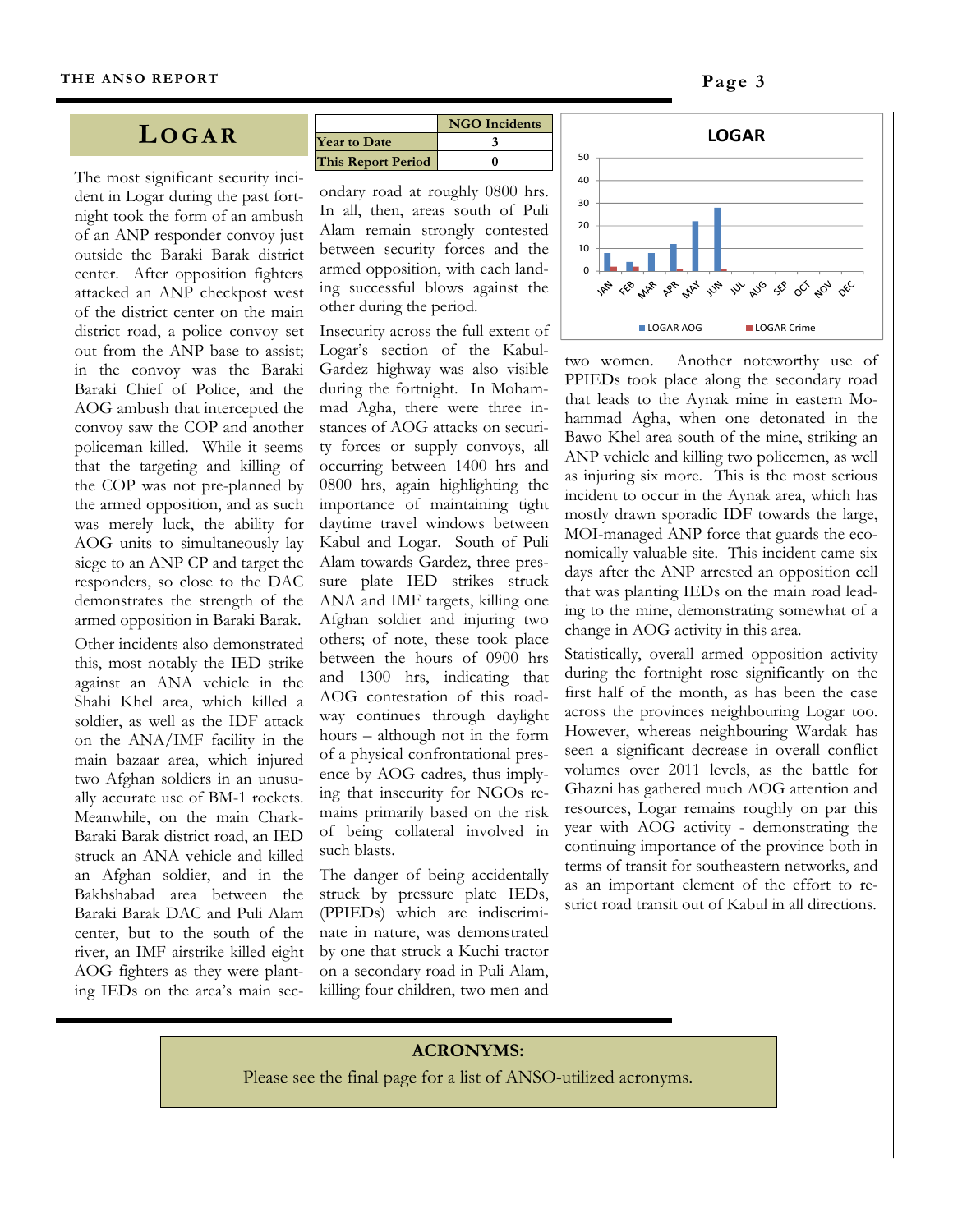# LOGAR

|  | NGO Incidents |
|---|---|
| Year to Date | 3 |
| This Report Period | 0 |

The most significant security incident in Logar during the past fortnight took the form of an ambush of an ANP responder convoy just outside the Baraki Barak district center. After opposition fighters attacked an ANP checkpost west of the district center on the main district road, a police convoy set out from the ANP base to assist; in the convoy was the Baraki Baraki Chief of Police, and the AOG ambush that intercepted the convoy saw the COP and another policeman killed. While it seems that the targeting and killing of the COP was not pre-planned by the armed opposition, and as such was merely luck, the ability for AOG units to simultaneously lay siege to an ANP CP and target the responders, so close to the DAC demonstrates the strength of the armed opposition in Baraki Barak.

Other incidents also demonstrated this, most notably the IED strike against an ANA vehicle in the Shahi Khel area, which killed a soldier, as well as the IDF attack on the ANA/IMF facility in the main bazaar area, which injured two Afghan soldiers in an unusually accurate use of BM-1 rockets. Meanwhile, on the main Chark-Baraki Barak district road, an IED struck an ANA vehicle and killed an Afghan soldier, and in the Bakhshabad area between the Baraki Barak DAC and Puli Alam center, but to the south of the river, an IMF airstrike killed eight AOG fighters as they were planting IEDs on the area's main secondary road at roughly 0800 hrs. In all, then, areas south of Puli Alam remain strongly contested between security forces and the armed opposition, with each landing successful blows against the other during the period.

Insecurity across the full extent of Logar's section of the Kabul-Gardez highway was also visible during the fortnight. In Mohammad Agha, there were three instances of AOG attacks on security forces or supply convoys, all occurring between 1400 hrs and 0800 hrs, again highlighting the importance of maintaining tight daytime travel windows between Kabul and Logar. South of Puli Alam towards Gardez, three pressure plate IED strikes struck ANA and IMF targets, killing one Afghan soldier and injuring two others; of note, these took place between the hours of 0900 hrs and 1300 hrs, indicating that AOG contestation of this roadway continues through daylight hours – although not in the form of a physical confrontational presence by AOG cadres, thus implying that insecurity for NGOs remains primarily based on the risk of being collateral involved in such blasts.

The danger of being accidentally struck by pressure plate IEDs, (PPIEDs) which are indiscriminate in nature, was demonstrated by one that struck a Kuchi tractor on a secondary road in Puli Alam, killing four children, two men and two women. Another noteworthy use of PPIEDs took place along the secondary road that leads to the Aynak mine in eastern Mohammad Agha, when one detonated in the Bawo Khel area south of the mine, striking an ANP vehicle and killing two policemen, as well as injuring six more. This is the most serious incident to occur in the Aynak area, which has mostly drawn sporadic IDF towards the large, MOI-managed ANP force that guards the economically valuable site. This incident came six days after the ANP arrested an opposition cell that was planting IEDs on the main road leading to the mine, demonstrating somewhat of a change in AOG activity in this area.

Statistically, overall armed opposition activity during the fortnight rose significantly on the first half of the month, as has been the case across the provinces neighbouring Logar too. However, whereas neighbouring Wardak has seen a significant decrease in overall conflict volumes over 2011 levels, as the battle for Ghazni has gathered much AOG attention and resources, Logar remains roughly on par this year with AOG activity - demonstrating the continuing importance of the province both in terms of transit for southeastern networks, and as an important element of the effort to restrict road transit out of Kabul in all directions.

**LOGAR** (chart: LOGAR AOG / LOGAR Crime, JAN–DEC)

**ACRONYMS:**

Please see the final page for a list of ANSO-utilized acronyms.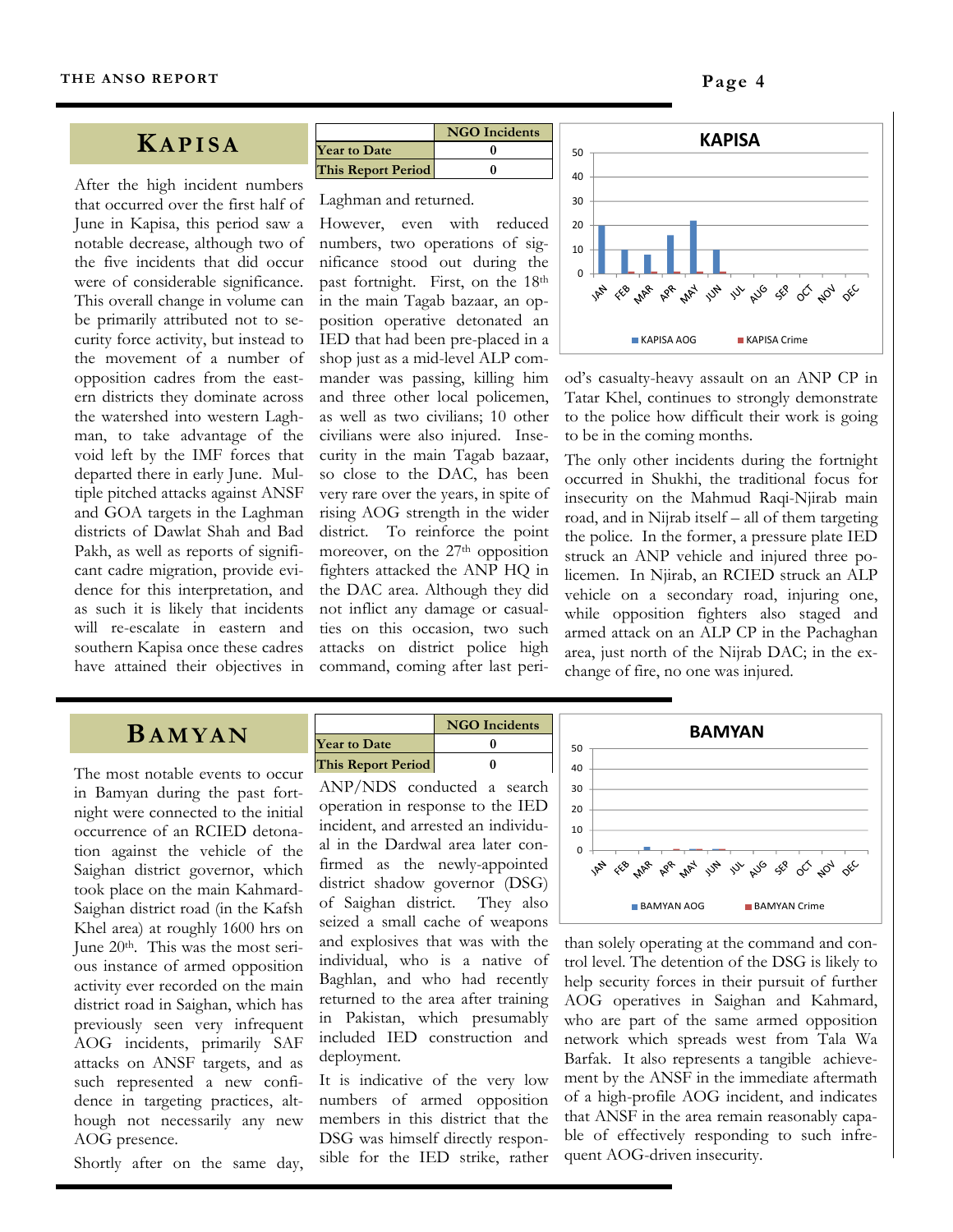## KAPISA

| | NGO Incidents |
|---|---|
| Year to Date | 0 |
| This Report Period | 0 |

After the high incident numbers that occurred over the first half of June in Kapisa, this period saw a notable decrease, although two of the five incidents that did occur were of considerable significance. This overall change in volume can be primarily attributed not to security force activity, but instead to the movement of a number of opposition cadres from the eastern districts they dominate across the watershed into western Laghman, to take advantage of the void left by the IMF forces that departed there in early June. Multiple pitched attacks against ANSF and GOA targets in the Laghman districts of Dawlat Shah and Bad Pakh, as well as reports of significant cadre migration, provide evidence for this interpretation, and as such it is likely that incidents will re-escalate in eastern and southern Kapisa once these cadres have attained their objectives in Laghman and returned.

However, even with reduced numbers, two operations of significance stood out during the past fortnight. First, on the 18th in the main Tagab bazaar, an opposition operative detonated an IED that had been pre-placed in a shop just as a mid-level ALP commander was passing, killing him and three other local policemen, as well as two civilians; 10 other civilians were also injured. Insecurity in the main Tagab bazaar, so close to the DAC, has been very rare over the years, in spite of rising AOG strength in the wider district. To reinforce the point moreover, on the 27th opposition fighters attacked the ANP HQ in the DAC area. Although they did not inflict any damage or casualties on this occasion, two such attacks on district police high command, coming after last period's casualty-heavy assault on an ANP CP in Tatar Khel, continues to strongly demonstrate to the police how difficult their work is going to be in the coming months.

The only other incidents during the fortnight occurred in Shukhi, the traditional focus for insecurity on the Mahmud Raqi-Njirab main road, and in Nijrab itself – all of them targeting the police. In the former, a pressure plate IED struck an ANP vehicle and injured three policemen. In Njirab, an RCIED struck an ALP vehicle on a secondary road, injuring one, while opposition fighters also staged and armed attack on an ALP CP in the Pachaghan area, just north of the Nijrab DAC; in the exchange of fire, no one was injured.

## BAMYAN

| | NGO Incidents |
|---|---|
| Year to Date | 0 |
| This Report Period | 0 |

The most notable events to occur in Bamyan during the past fortnight were connected to the initial occurrence of an RCIED detonation against the vehicle of the Saighan district governor, which took place on the main Kahmard-Saighan district road (in the Kafsh Khel area) at roughly 1600 hrs on June 20th. This was the most serious instance of armed opposition activity ever recorded on the main district road in Saighan, which has previously seen very infrequent AOG incidents, primarily SAF attacks on ANSF targets, and as such represented a new confidence in targeting practices, although not necessarily any new AOG presence.

Shortly after on the same day, ANP/NDS conducted a search operation in response to the IED incident, and arrested an individual in the Dardwal area later confirmed as the newly-appointed district shadow governor (DSG) of Saighan district. They also seized a small cache of weapons and explosives that was with the individual, who is a native of Baghlan, and who had recently returned to the area after training in Pakistan, which presumably included IED construction and deployment.

It is indicative of the very low numbers of armed opposition members in this district that the DSG was himself directly responsible for the IED strike, rather than solely operating at the command and control level. The detention of the DSG is likely to help security forces in their pursuit of further AOG operatives in Saighan and Kahmard, who are part of the same armed opposition network which spreads west from Tala Wa Barfak. It also represents a tangible achievement by the ANSF in the immediate aftermath of a high-profile AOG incident, and indicates that ANSF in the area remain reasonably capable of effectively responding to such infrequent AOG-driven insecurity.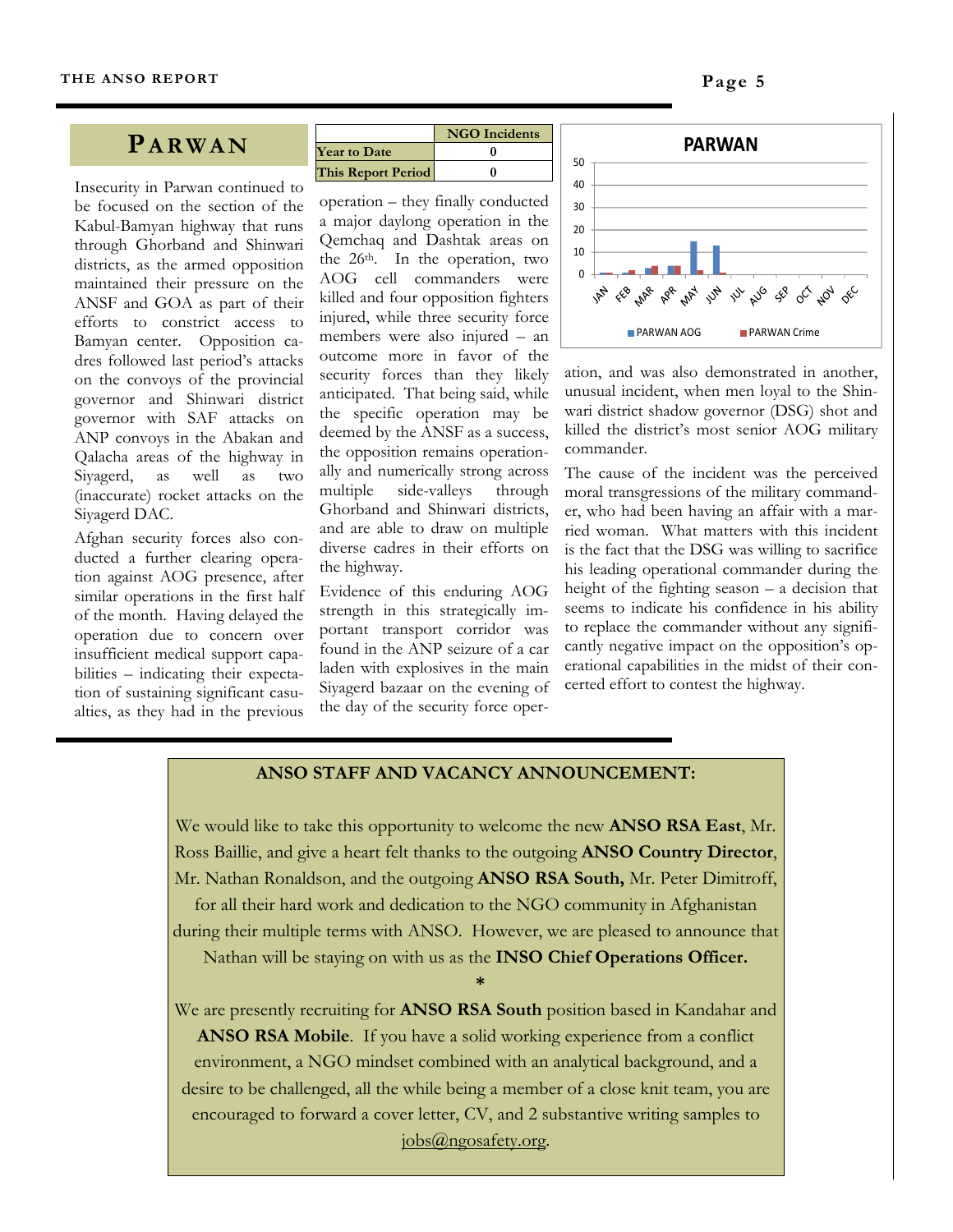# PARWAN

| | NGO Incidents |
|---|---|
| Year to Date | 0 |
| This Report Period | 0 |

Insecurity in Parwan continued to be focused on the section of the Kabul-Bamyan highway that runs through Ghorband and Shinwari districts, as the armed opposition maintained their pressure on the ANSF and GOA as part of their efforts to constrict access to Bamyan center. Opposition cadres followed last period's attacks on the convoys of the provincial governor and Shinwari district governor with SAF attacks on ANP convoys in the Abakan and Qalacha areas of the highway in Siyagerd, as well as two (inaccurate) rocket attacks on the Siyagerd DAC.

Afghan security forces also conducted a further clearing operation against AOG presence, after similar operations in the first half of the month. Having delayed the operation due to concern over insufficient medical support capabilities – indicating their expectation of sustaining significant casualties, as they had in the previous operation – they finally conducted a major daylong operation in the Qemchaq and Dashtak areas on the 26th. In the operation, two AOG cell commanders were killed and four opposition fighters injured, while three security force members were also injured – an outcome more in favor of the security forces than they likely anticipated. That being said, while the specific operation may be deemed by the ANSF as a success, the opposition remains operationally and numerically strong across multiple side-valleys through Ghorband and Shinwari districts, and are able to draw on multiple diverse cadres in their efforts on the highway.

Evidence of this enduring AOG strength in this strategically important transport corridor was found in the ANP seizure of a car laden with explosives in the main Siyagerd bazaar on the evening of the day of the security force operation, and was also demonstrated in another, unusual incident, when men loyal to the Shinwari district shadow governor (DSG) shot and killed the district's most senior AOG military commander.

The cause of the incident was the perceived moral transgressions of the military commander, who had been having an affair with a married woman. What matters with this incident is the fact that the DSG was willing to sacrifice his leading operational commander during the height of the fighting season – a decision that seems to indicate his confidence in his ability to replace the commander without any significantly negative impact on the opposition's operational capabilities in the midst of their concerted effort to contest the highway.

**ANSO STAFF AND VACANCY ANNOUNCEMENT:**

We would like to take this opportunity to welcome the new **ANSO RSA East**, Mr. Ross Baillie, and give a heart felt thanks to the outgoing **ANSO Country Director**, Mr. Nathan Ronaldson, and the outgoing **ANSO RSA South,** Mr. Peter Dimitroff, for all their hard work and dedication to the NGO community in Afghanistan during their multiple terms with ANSO. However, we are pleased to announce that Nathan will be staying on with us as the **INSO Chief Operations Officer.**

*

We are presently recruiting for **ANSO RSA South** position based in Kandahar and **ANSO RSA Mobile**. If you have a solid working experience from a conflict environment, a NGO mindset combined with an analytical background, and a desire to be challenged, all the while being a member of a close knit team, you are encouraged to forward a cover letter, CV, and 2 substantive writing samples to jobs@ngosafety.org.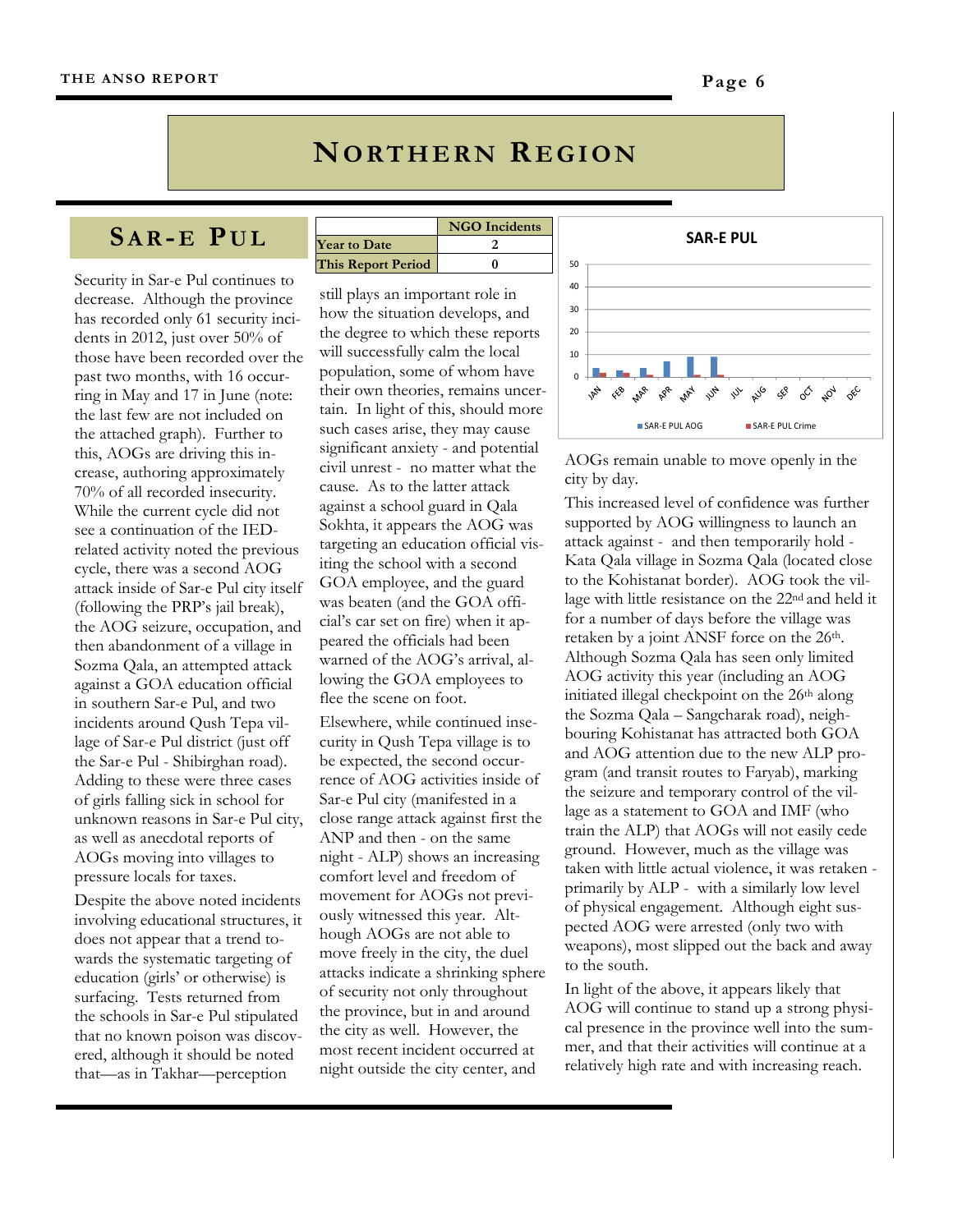# Northern Region

## Sar-e Pul

| | NGO Incidents |
|---|---|
| Year to Date | 2 |
| This Report Period | 0 |

Security in Sar-e Pul continues to decrease. Although the province has recorded only 61 security incidents in 2012, just over 50% of those have been recorded over the past two months, with 16 occurring in May and 17 in June (note: the last few are not included on the attached graph). Further to this, AOGs are driving this increase, authoring approximately 70% of all recorded insecurity. While the current cycle did not see a continuation of the IED-related activity noted the previous cycle, there was a second AOG attack inside of Sar-e Pul city itself (following the PRP's jail break), the AOG seizure, occupation, and then abandonment of a village in Sozma Qala, an attempted attack against a GOA education official in southern Sar-e Pul, and two incidents around Qush Tepa village of Sar-e Pul district (just off the Sar-e Pul - Shibirghan road). Adding to these were three cases of girls falling sick in school for unknown reasons in Sar-e Pul city, as well as anecdotal reports of AOGs moving into villages to pressure locals for taxes.

Despite the above noted incidents involving educational structures, it does not appear that a trend towards the systematic targeting of education (girls' or otherwise) is surfacing. Tests returned from the schools in Sar-e Pul stipulated that no known poison was discovered, although it should be noted that—as in Takhar—perception still plays an important role in how the situation develops, and the degree to which these reports will successfully calm the local population, some of whom have their own theories, remains uncertain. In light of this, should more such cases arise, they may cause significant anxiety - and potential civil unrest - no matter what the cause. As to the latter attack against a school guard in Qala Sokhta, it appears the AOG was targeting an education official visiting the school with a second GOA employee, and the guard was beaten (and the GOA official's car set on fire) when it appeared the officials had been warned of the AOG's arrival, allowing the GOA employees to flee the scene on foot.

Elsewhere, while continued insecurity in Qush Tepa village is to be expected, the second occurrence of AOG activities inside of Sar-e Pul city (manifested in a close range attack against first the ANP and then - on the same night - ALP) shows an increasing comfort level and freedom of movement for AOGs not previously witnessed this year. Although AOGs are not able to move freely in the city, the duel attacks indicate a shrinking sphere of security not only throughout the province, but in and around the city as well. However, the most recent incident occurred at night outside the city center, and AOGs remain unable to move openly in the city by day.

This increased level of confidence was further supported by AOG willingness to launch an attack against - and then temporarily hold - Kata Qala village in Sozma Qala (located close to the Kohistanat border). AOG took the village with little resistance on the 22nd and held it for a number of days before the village was retaken by a joint ANSF force on the 26th. Although Sozma Qala has seen only limited AOG activity this year (including an AOG initiated illegal checkpoint on the 26th along the Sozma Qala – Sangcharak road), neighbouring Kohistanat has attracted both GOA and AOG attention due to the new ALP program (and transit routes to Faryab), marking the seizure and temporary control of the village as a statement to GOA and IMF (who train the ALP) that AOGs will not easily cede ground. However, much as the village was taken with little actual violence, it was retaken - primarily by ALP - with a similarly low level of physical engagement. Although eight suspected AOG were arrested (only two with weapons), most slipped out the back and away to the south.

In light of the above, it appears likely that AOG will continue to stand up a strong physical presence in the province well into the summer, and that their activities will continue at a relatively high rate and with increasing reach.

**SAR-E PUL**

| Month | SAR-E PUL AOG | SAR-E PUL Crime |
|---|---|---|
| JAN | 4 | 2 |
| FEB | 3 | 2 |
| MAR | 4 | 1 |
| APR | 7 | 0 |
| MAY | 9 | 1 |
| JUN | 9 | 1 |
| JUL | | |
| AUG | | |
| SEP | | |
| OCT | | |
| NOV | | |
| DEC | | |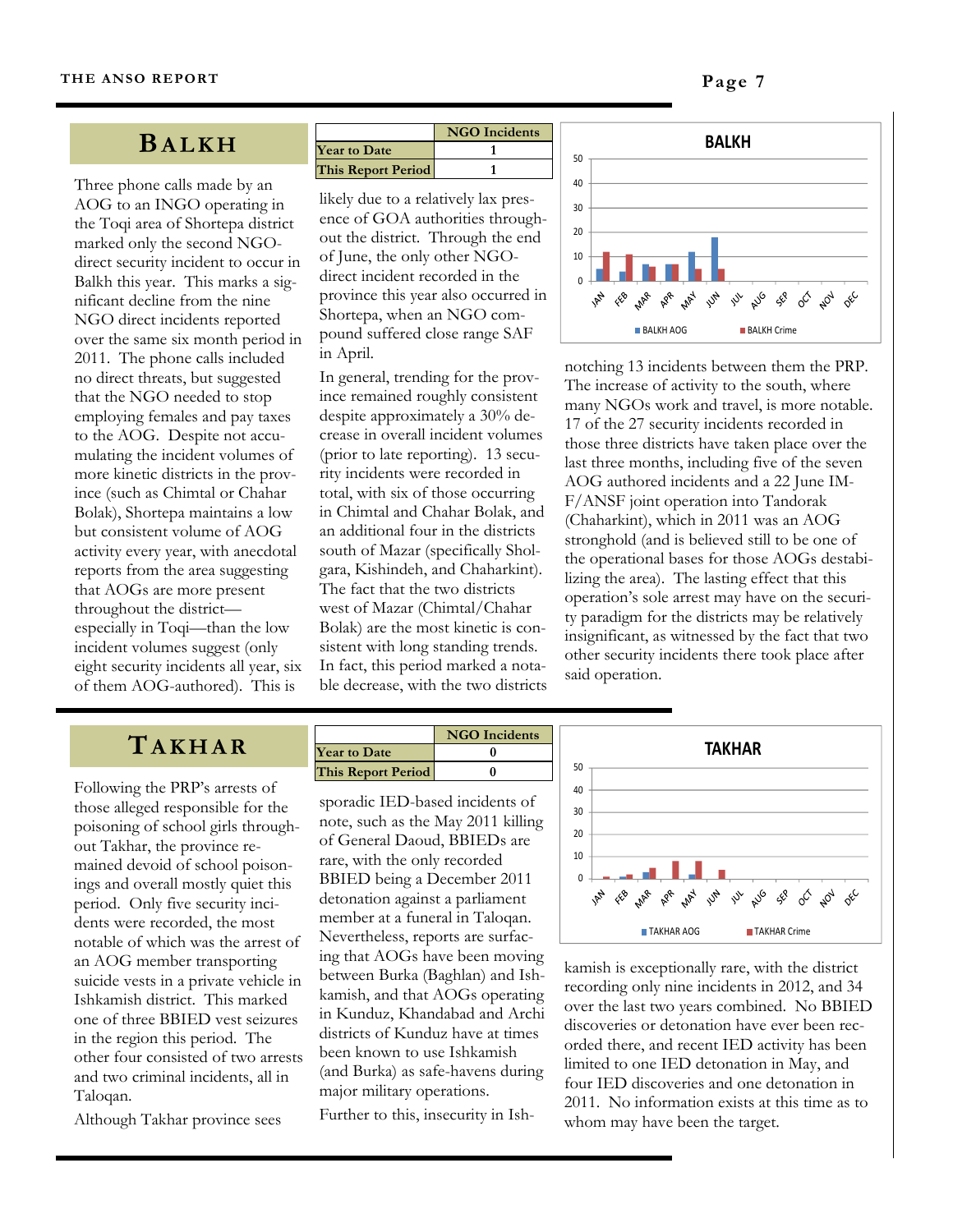## BALKH

| | NGO Incidents |
|---|---|
| Year to Date | 1 |
| This Report Period | 1 |

Three phone calls made by an AOG to an INGO operating in the Toqi area of Shortepa district marked only the second NGO-direct security incident to occur in Balkh this year. This marks a significant decline from the nine NGO direct incidents reported over the same six month period in 2011. The phone calls included no direct threats, but suggested that the NGO needed to stop employing females and pay taxes to the AOG. Despite not accumulating the incident volumes of more kinetic districts in the province (such as Chimtal or Chahar Bolak), Shortepa maintains a low but consistent volume of AOG activity every year, with anecdotal reports from the area suggesting that AOGs are more present throughout the district—especially in Toqi—than the low incident volumes suggest (only eight security incidents all year, six of them AOG-authored). This is likely due to a relatively lax presence of GOA authorities throughout the district. Through the end of June, the only other NGO-direct incident recorded in the province this year also occurred in Shortepa, when an NGO compound suffered close range SAF in April.

In general, trending for the province remained roughly consistent despite approximately a 30% decrease in overall incident volumes (prior to late reporting). 13 security incidents were recorded in total, with six of those occurring in Chimtal and Chahar Bolak, and an additional four in the districts south of Mazar (specifically Sholgara, Kishindeh, and Chaharkint). The fact that the two districts west of Mazar (Chimtal/Chahar Bolak) are the most kinetic is consistent with long standing trends. In fact, this period marked a notable decrease, with the two districts notching 13 incidents between them the PRP. The increase of activity to the south, where many NGOs work and travel, is more notable. 17 of the 27 security incidents recorded in those three districts have taken place over the last three months, including five of the seven AOG authored incidents and a 22 June IM-F/ANSF joint operation into Tandorak (Chaharkint), which in 2011 was an AOG stronghold (and is believed still to be one of the operational bases for those AOGs destabilizing the area). The lasting effect that this operation's sole arrest may have on the security paradigm for the districts may be relatively insignificant, as witnessed by the fact that two other security incidents there took place after said operation.

## TAKHAR

| | NGO Incidents |
|---|---|
| Year to Date | 0 |
| This Report Period | 0 |

Following the PRP's arrests of those alleged responsible for the poisoning of school girls throughout Takhar, the province remained devoid of school poisonings and overall mostly quiet this period. Only five security incidents were recorded, the most notable of which was the arrest of an AOG member transporting suicide vests in a private vehicle in Ishkamish district. This marked one of three BBIED vest seizures in the region this period. The other four consisted of two arrests and two criminal incidents, all in Taloqan.

Although Takhar province sees sporadic IED-based incidents of note, such as the May 2011 killing of General Daoud, BBIEDs are rare, with the only recorded BBIED being a December 2011 detonation against a parliament member at a funeral in Taloqan. Nevertheless, reports are surfacing that AOGs have been moving between Burka (Baghlan) and Ishkamish, and that AOGs operating in Kunduz, Khandabad and Archi districts of Kunduz have at times been known to use Ishkamish (and Burka) as safe-havens during major military operations.

Further to this, insecurity in Ishkamish is exceptionally rare, with the district recording only nine incidents in 2012, and 34 over the last two years combined. No BBIED discoveries or detonation have ever been recorded there, and recent IED activity has been limited to one IED detonation in May, and four IED discoveries and one detonation in 2011. No information exists at this time as to whom may have been the target.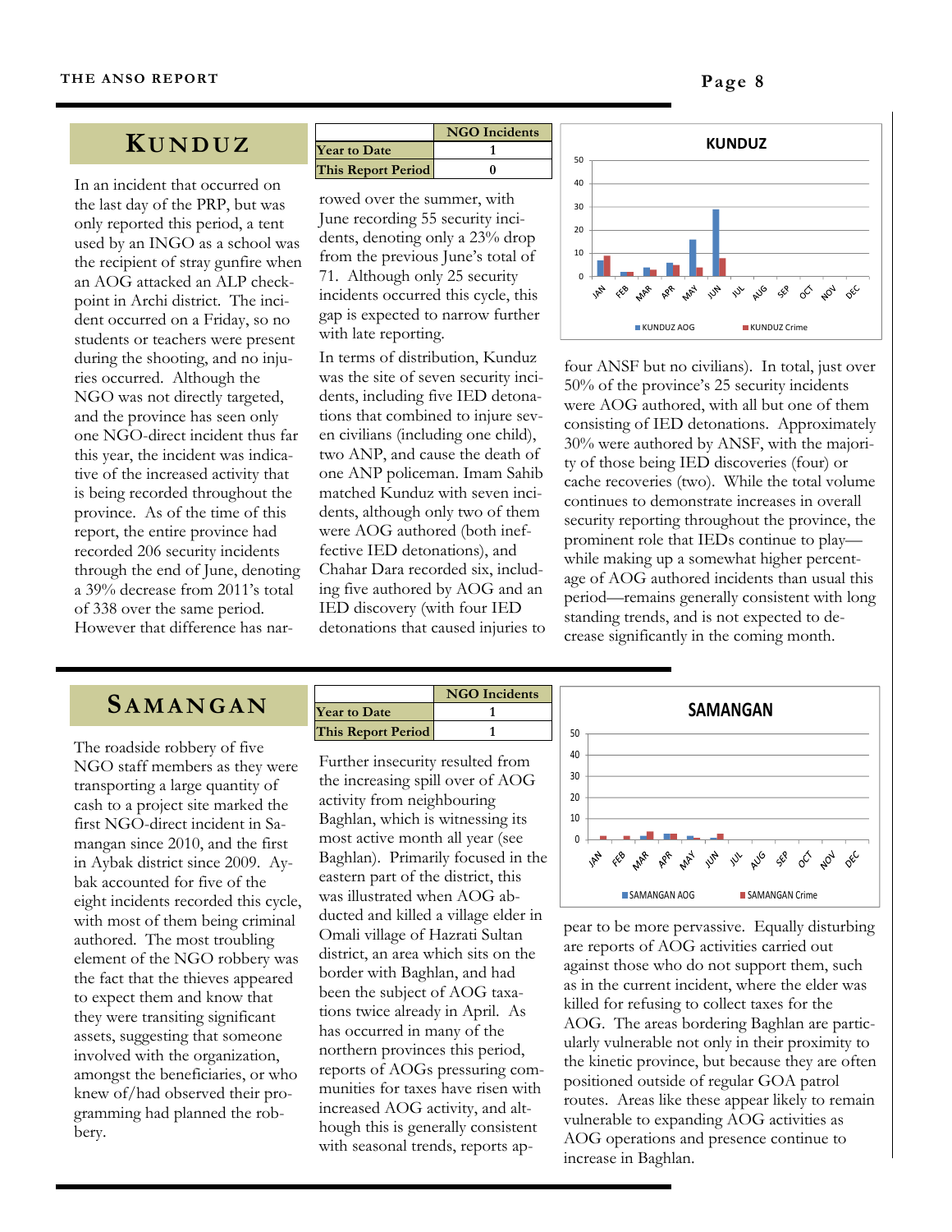## KUNDUZ

| | NGO Incidents |
|---|---|
| Year to Date | 1 |
| This Report Period | 0 |

In an incident that occurred on the last day of the PRP, but was only reported this period, a tent used by an INGO as a school was the recipient of stray gunfire when an AOG attacked an ALP checkpoint in Archi district. The incident occurred on a Friday, so no students or teachers were present during the shooting, and no injuries occurred. Although the NGO was not directly targeted, and the province has seen only one NGO-direct incident thus far this year, the incident was indicative of the increased activity that is being recorded throughout the province. As of the time of this report, the entire province had recorded 206 security incidents through the end of June, denoting a 39% decrease from 2011's total of 338 over the same period. However that difference has narrowed over the summer, with June recording 55 security incidents, denoting only a 23% drop from the previous June's total of 71. Although only 25 security incidents occurred this cycle, this gap is expected to narrow further with late reporting.

In terms of distribution, Kunduz was the site of seven security incidents, including five IED detonations that combined to injure seven civilians (including one child), two ANP, and cause the death of one ANP policeman. Imam Sahib matched Kunduz with seven incidents, although only two of them were AOG authored (both ineffective IED detonations), and Chahar Dara recorded six, including five authored by AOG and an IED discovery (with four IED detonations that caused injuries to four ANSF but no civilians). In total, just over 50% of the province's 25 security incidents were AOG authored, with all but one of them consisting of IED detonations. Approximately 30% were authored by ANSF, with the majority of those being IED discoveries (four) or cache recoveries (two). While the total volume continues to demonstrate increases in overall security reporting throughout the province, the prominent role that IEDs continue to play—while making up a somewhat higher percentage of AOG authored incidents than usual this period—remains generally consistent with long standing trends, and is not expected to decrease significantly in the coming month.

## SAMANGAN

| | NGO Incidents |
|---|---|
| Year to Date | 1 |
| This Report Period | 1 |

The roadside robbery of five NGO staff members as they were transporting a large quantity of cash to a project site marked the first NGO-direct incident in Samangan since 2010, and the first in Aybak district since 2009. Aybak accounted for five of the eight incidents recorded this cycle, with most of them being criminal authored. The most troubling element of the NGO robbery was the fact that the thieves appeared to expect them and know that they were transiting significant assets, suggesting that someone involved with the organization, amongst the beneficiaries, or who knew of/had observed their programming had planned the robbery.

Further insecurity resulted from the increasing spill over of AOG activity from neighbouring Baghlan, which is witnessing its most active month all year (see Baghlan). Primarily focused in the eastern part of the district, this was illustrated when AOG abducted and killed a village elder in Omali village of Hazrati Sultan district, an area which sits on the border with Baghlan, and had been the subject of AOG taxations twice already in April. As has occurred in many of the northern provinces this period, reports of AOGs pressuring communities for taxes have risen with increased AOG activity, and although this is generally consistent with seasonal trends, reports appear to be more pervassive. Equally disturbing are reports of AOG activities carried out against those who do not support them, such as in the current incident, where the elder was killed for refusing to collect taxes for the AOG. The areas bordering Baghlan are particularly vulnerable not only in their proximity to the kinetic province, but because they are often positioned outside of regular GOA patrol routes. Areas like these appear likely to remain vulnerable to expanding AOG activities as AOG operations and presence continue to increase in Baghlan.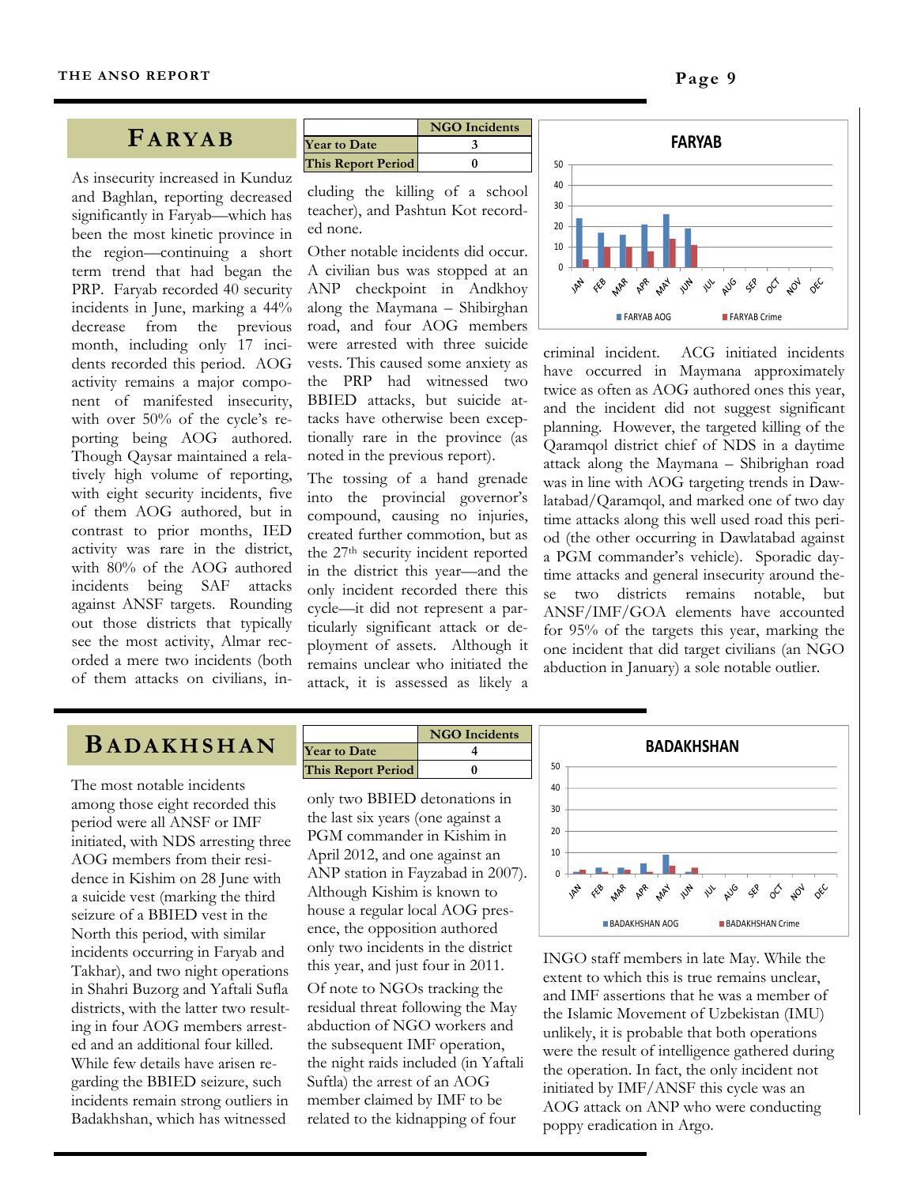## FARYAB

|  | NGO Incidents |
|---|---|
| Year to Date | 3 |
| This Report Period | 0 |

As insecurity increased in Kunduz and Baghlan, reporting decreased significantly in Faryab—which has been the most kinetic province in the region—continuing a short term trend that had began the PRP. Faryab recorded 40 security incidents in June, marking a 44% decrease from the previous month, including only 17 incidents recorded this period. AOG activity remains a major component of manifested insecurity, with over 50% of the cycle's reporting being AOG authored. Though Qaysar maintained a relatively high volume of reporting, with eight security incidents, five of them AOG authored, but in contrast to prior months, IED activity was rare in the district, with 80% of the AOG authored incidents being SAF attacks against ANSF targets. Rounding out those districts that typically see the most activity, Almar recorded a mere two incidents (both of them attacks on civilians, including the killing of a school teacher), and Pashtun Kot recorded none.

Other notable incidents did occur. A civilian bus was stopped at an ANP checkpoint in Andkhoy along the Maymana – Shibirghan road, and four AOG members were arrested with three suicide vests. This caused some anxiety as the PRP had witnessed two BBIED attacks, but suicide attacks have otherwise been exceptionally rare in the province (as noted in the previous report).

The tossing of a hand grenade into the provincial governor's compound, causing no injuries, created further commotion, but as the 27th security incident reported in the district this year—and the only incident recorded there this cycle—it did not represent a particularly significant attack or deployment of assets. Although it remains unclear who initiated the attack, it is assessed as likely a criminal incident. ACG initiated incidents have occurred in Maymana approximately twice as often as AOG authored ones this year, and the incident did not suggest significant planning. However, the targeted killing of the Qaramqol district chief of NDS in a daytime attack along the Maymana – Shibrighan road was in line with AOG targeting trends in Dawlatabad/Qaramqol, and marked one of two day time attacks along this well used road this period (the other occurring in Dawlatabad against a PGM commander's vehicle). Sporadic daytime attacks and general insecurity around these two districts remains notable, but ANSF/IMF/GOA elements have accounted for 95% of the targets this year, marking the one incident that did target civilians (an NGO abduction in January) a sole notable outlier.

## BADAKHSHAN

|  | NGO Incidents |
|---|---|
| Year to Date | 4 |
| This Report Period | 0 |

The most notable incidents among those eight recorded this period were all ANSF or IMF initiated, with NDS arresting three AOG members from their residence in Kishim on 28 June with a suicide vest (marking the third seizure of a BBIED vest in the North this period, with similar incidents occurring in Faryab and Takhar), and two night operations in Shahri Buzorg and Yaftali Sufla districts, with the latter two resulting in four AOG members arrested and an additional four killed. While few details have arisen regarding the BBIED seizure, such incidents remain strong outliers in Badakhshan, which has witnessed only two BBIED detonations in the last six years (one against a PGM commander in Kishim in April 2012, and one against an ANP station in Fayzabad in 2007). Although Kishim is known to house a regular local AOG presence, the opposition authored only two incidents in the district this year, and just four in 2011.

Of note to NGOs tracking the residual threat following the May abduction of NGO workers and the subsequent IMF operation, the night raids included (in Yaftali Suftla) the arrest of an AOG member claimed by IMF to be related to the kidnapping of four INGO staff members in late May. While the extent to which this is true remains unclear, and IMF assertions that he was a member of the Islamic Movement of Uzbekistan (IMU) unlikely, it is probable that both operations were the result of intelligence gathered during the operation. In fact, the only incident not initiated by IMF/ANSF this cycle was an AOG attack on ANP who were conducting poppy eradication in Argo.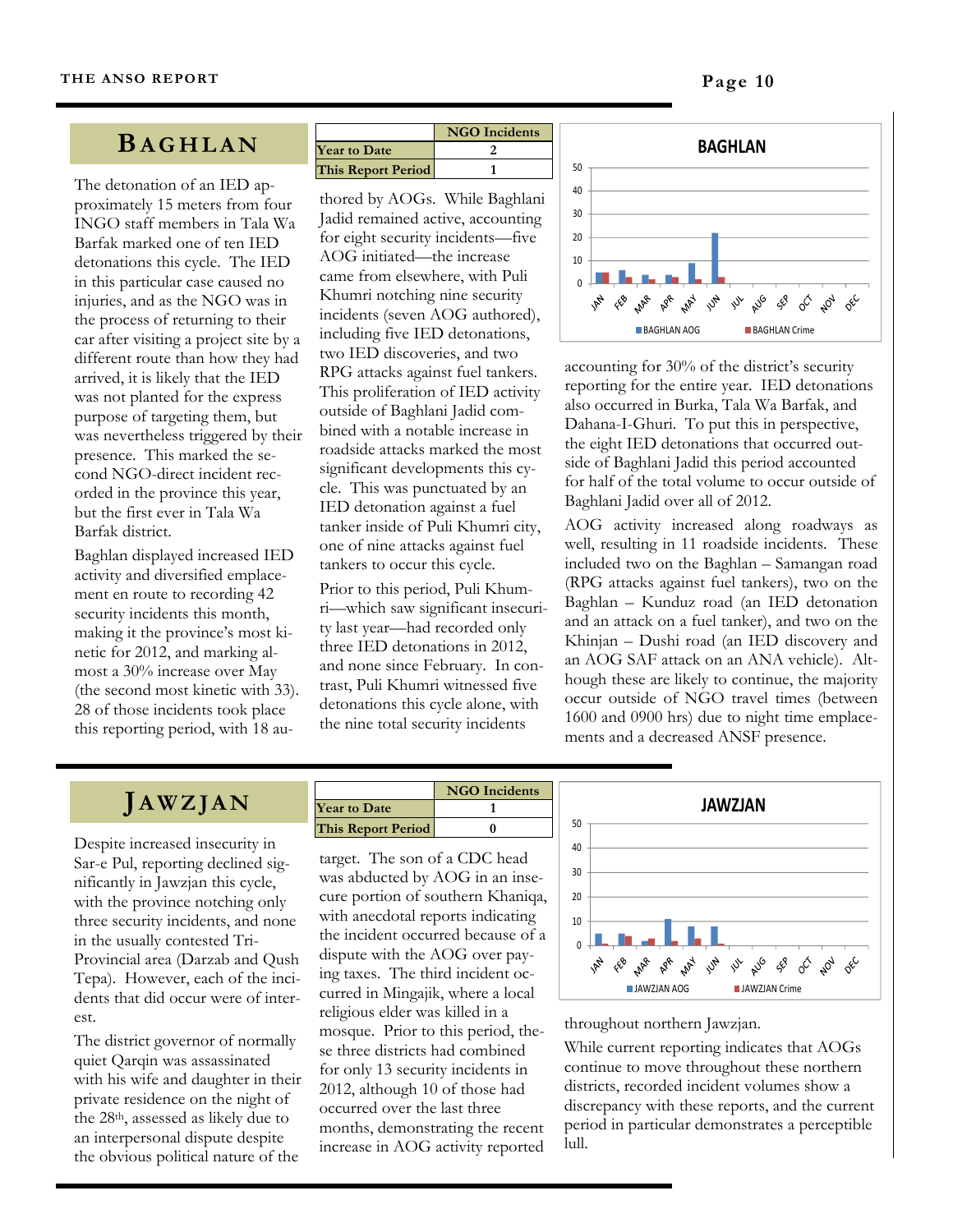## BAGHLAN

| | NGO Incidents |
|---|---|
| Year to Date | 2 |
| This Report Period | 1 |

The detonation of an IED approximately 15 meters from four INGO staff members in Tala Wa Barfak marked one of ten IED detonations this cycle. The IED in this particular case caused no injuries, and as the NGO was in the process of returning to their car after visiting a project site by a different route than how they had arrived, it is likely that the IED was not planted for the express purpose of targeting them, but was nevertheless triggered by their presence. This marked the second NGO-direct incident recorded in the province this year, but the first ever in Tala Wa Barfak district.

Baghlan displayed increased IED activity and diversified emplacement en route to recording 42 security incidents this month, making it the province's most kinetic for 2012, and marking almost a 30% increase over May (the second most kinetic with 33). 28 of those incidents took place this reporting period, with 18 authored by AOGs. While Baghlani Jadid remained active, accounting for eight security incidents—five AOG initiated—the increase came from elsewhere, with Puli Khumri notching nine security incidents (seven AOG authored), including five IED detonations, two IED discoveries, and two RPG attacks against fuel tankers. This proliferation of IED activity outside of Baghlani Jadid combined with a notable increase in roadside attacks marked the most significant developments this cycle. This was punctuated by an IED detonation against a fuel tanker inside of Puli Khumri city, one of nine attacks against fuel tankers to occur this cycle.

Prior to this period, Puli Khumri—which saw significant insecurity last year—had recorded only three IED detonations in 2012, and none since February. In contrast, Puli Khumri witnessed five detonations this cycle alone, with the nine total security incidents accounting for 30% of the district's security reporting for the entire year. IED detonations also occurred in Burka, Tala Wa Barfak, and Dahana-I-Ghuri. To put this in perspective, the eight IED detonations that occurred outside of Baghlani Jadid this period accounted for half of the total volume to occur outside of Baghlani Jadid over all of 2012.

AOG activity increased along roadways as well, resulting in 11 roadside incidents. These included two on the Baghlan – Samangan road (RPG attacks against fuel tankers), two on the Baghlan – Kunduz road (an IED detonation and an attack on a fuel tanker), and two on the Khinjan – Dushi road (an IED discovery and an AOG SAF attack on an ANA vehicle). Although these are likely to continue, the majority occur outside of NGO travel times (between 1600 and 0900 hrs) due to night time emplacements and a decreased ANSF presence.

## JAWZJAN

| | NGO Incidents |
|---|---|
| Year to Date | 1 |
| This Report Period | 0 |

Despite increased insecurity in Sar-e Pul, reporting declined significantly in Jawzjan this cycle, with the province notching only three security incidents, and none in the usually contested Tri-Provincial area (Darzab and Qush Tepa). However, each of the incidents that did occur were of interest.

The district governor of normally quiet Qarqin was assassinated with his wife and daughter in their private residence on the night of the 28th, assessed as likely due to an interpersonal dispute despite the obvious political nature of the target. The son of a CDC head was abducted by AOG in an insecure portion of southern Khaniqa, with anecdotal reports indicating the incident occurred because of a dispute with the AOG over paying taxes. The third incident occurred in Mingajik, where a local religious elder was killed in a mosque. Prior to this period, these three districts had combined for only 13 security incidents in 2012, although 10 of those had occurred over the last three months, demonstrating the recent increase in AOG activity reported throughout northern Jawzjan.

While current reporting indicates that AOGs continue to move throughout these northern districts, recorded incident volumes show a discrepancy with these reports, and the current period in particular demonstrates a perceptible lull.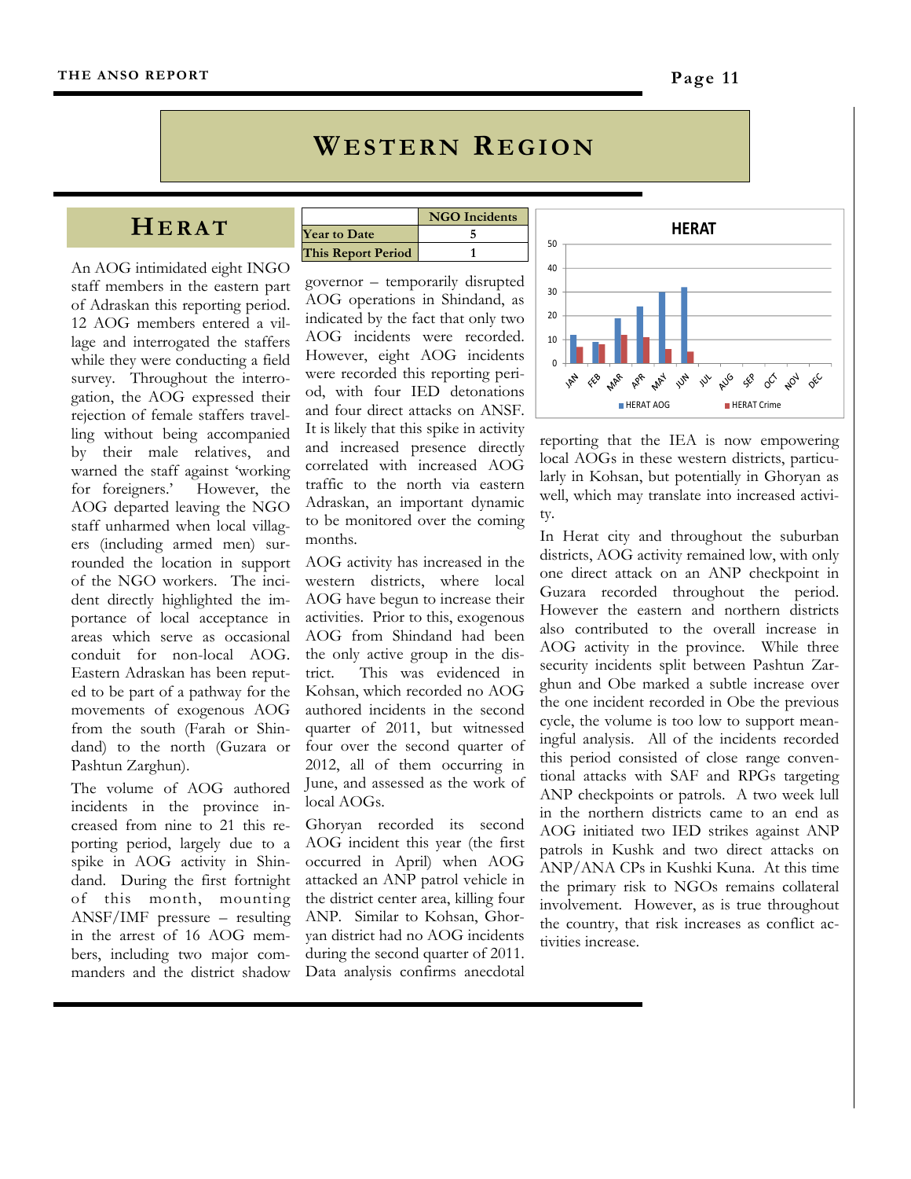# Western Region

## Herat

| | NGO Incidents |
|---|---|
| Year to Date | 5 |
| This Report Period | 1 |

An AOG intimidated eight INGO staff members in the eastern part of Adraskan this reporting period. 12 AOG members entered a village and interrogated the staffers while they were conducting a field survey. Throughout the interrogation, the AOG expressed their rejection of female staffers travelling without being accompanied by their male relatives, and warned the staff against 'working for foreigners.' However, the AOG departed leaving the NGO staff unharmed when local villagers (including armed men) surrounded the location in support of the NGO workers. The incident directly highlighted the importance of local acceptance in areas which serve as occasional conduit for non-local AOG. Eastern Adraskan has been reputed to be part of a pathway for the movements of exogenous AOG from the south (Farah or Shindand) to the north (Guzara or Pashtun Zarghun).

The volume of AOG authored incidents in the province increased from nine to 21 this reporting period, largely due to a spike in AOG activity in Shindand. During the first fortnight of this month, mounting ANSF/IMF pressure – resulting in the arrest of 16 AOG members, including two major commanders and the district shadow governor – temporarily disrupted AOG operations in Shindand, as indicated by the fact that only two AOG incidents were recorded. However, eight AOG incidents were recorded this reporting period, with four IED detonations and four direct attacks on ANSF. It is likely that this spike in activity and increased presence directly correlated with increased AOG traffic to the north via eastern Adraskan, an important dynamic to be monitored over the coming months.

AOG activity has increased in the western districts, where local AOG have begun to increase their activities. Prior to this, exogenous AOG from Shindand had been the only active group in the district. This was evidenced in Kohsan, which recorded no AOG authored incidents in the second quarter of 2011, but witnessed four over the second quarter of 2012, all of them occurring in June, and assessed as the work of local AOGs.

Ghoryan recorded its second AOG incident this year (the first occurred in April) when AOG attacked an ANP patrol vehicle in the district center area, killing four ANP. Similar to Kohsan, Ghoryan district had no AOG incidents during the second quarter of 2011. Data analysis confirms anecdotal reporting that the IEA is now empowering local AOGs in these western districts, particularly in Kohsan, but potentially in Ghoryan as well, which may translate into increased activity.

In Herat city and throughout the suburban districts, AOG activity remained low, with only one direct attack on an ANP checkpoint in Guzara recorded throughout the period. However the eastern and northern districts also contributed to the overall increase in AOG activity in the province. While three security incidents split between Pashtun Zarghun and Obe marked a subtle increase over the one incident recorded in Obe the previous cycle, the volume is too low to support meaningful analysis. All of the incidents recorded this period consisted of close range conventional attacks with SAF and RPGs targeting ANP checkpoints or patrols. A two week lull in the northern districts came to an end as AOG initiated two IED strikes against ANP patrols in Kushk and two direct attacks on ANP/ANA CPs in Kushki Kuna. At this time the primary risk to NGOs remains collateral involvement. However, as is true throughout the country, that risk increases as conflict activities increase.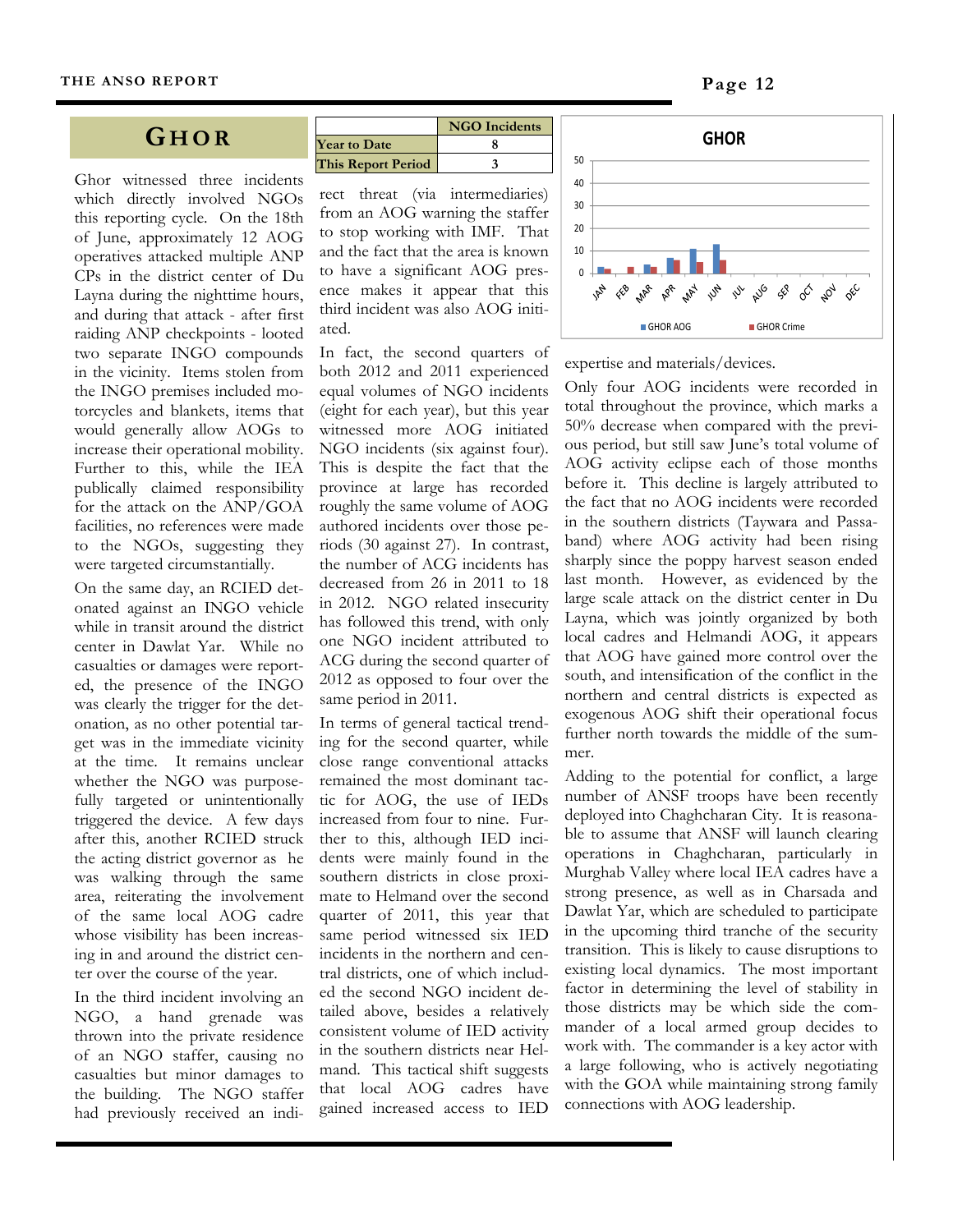## GHOR

|  | NGO Incidents |
|---|---|
| Year to Date | 8 |
| This Report Period | 3 |

Ghor witnessed three incidents which directly involved NGOs this reporting cycle. On the 18th of June, approximately 12 AOG operatives attacked multiple ANP CPs in the district center of Du Layna during the nighttime hours, and during that attack - after first raiding ANP checkpoints - looted two separate INGO compounds in the vicinity. Items stolen from the INGO premises included motorcycles and blankets, items that would generally allow AOGs to increase their operational mobility. Further to this, while the IEA publically claimed responsibility for the attack on the ANP/GOA facilities, no references were made to the NGOs, suggesting they were targeted circumstantially.

On the same day, an RCIED detonated against an INGO vehicle while in transit around the district center in Dawlat Yar. While no casualties or damages were reported, the presence of the INGO was clearly the trigger for the detonation, as no other potential target was in the immediate vicinity at the time. It remains unclear whether the NGO was purposefully targeted or unintentionally triggered the device. A few days after this, another RCIED struck the acting district governor as he was walking through the same area, reiterating the involvement of the same local AOG cadre whose visibility has been increasing in and around the district center over the course of the year.

In the third incident involving an NGO, a hand grenade was thrown into the private residence of an NGO staffer, causing no casualties but minor damages to the building. The NGO staffer had previously received an indirect threat (via intermediaries) from an AOG warning the staffer to stop working with IMF. That and the fact that the area is known to have a significant AOG presence makes it appear that this third incident was also AOG initiated.

In fact, the second quarters of both 2012 and 2011 experienced equal volumes of NGO incidents (eight for each year), but this year witnessed more AOG initiated NGO incidents (six against four). This is despite the fact that the province at large has recorded roughly the same volume of AOG authored incidents over those periods (30 against 27). In contrast, the number of ACG incidents has decreased from 26 in 2011 to 18 in 2012. NGO related insecurity has followed this trend, with only one NGO incident attributed to ACG during the second quarter of 2012 as opposed to four over the same period in 2011.

In terms of general tactical trending for the second quarter, while close range conventional attacks remained the most dominant tactic for AOG, the use of IEDs increased from four to nine. Further to this, although IED incidents were mainly found in the southern districts in close proximate to Helmand over the second quarter of 2011, this year that same period witnessed six IED incidents in the northern and central districts, one of which included the second NGO incident detailed above, besides a relatively consistent volume of IED activity in the southern districts near Helmand. This tactical shift suggests that local AOG cadres have gained increased access to IED expertise and materials/devices.

Only four AOG incidents were recorded in total throughout the province, which marks a 50% decrease when compared with the previous period, but still saw June's total volume of AOG activity eclipse each of those months before it. This decline is largely attributed to the fact that no AOG incidents were recorded in the southern districts (Taywara and Passaband) where AOG activity had been rising sharply since the poppy harvest season ended last month. However, as evidenced by the large scale attack on the district center in Du Layna, which was jointly organized by both local cadres and Helmandi AOG, it appears that AOG have gained more control over the south, and intensification of the conflict in the northern and central districts is expected as exogenous AOG shift their operational focus further north towards the middle of the summer.

Adding to the potential for conflict, a large number of ANSF troops have been recently deployed into Chaghcharan City. It is reasonable to assume that ANSF will launch clearing operations in Chaghcharan, particularly in Murghab Valley where local IEA cadres have a strong presence, as well as in Charsada and Dawlat Yar, which are scheduled to participate in the upcoming third tranche of the security transition. This is likely to cause disruptions to existing local dynamics. The most important factor in determining the level of stability in those districts may be which side the commander of a local armed group decides to work with. The commander is a key actor with a large following, who is actively negotiating with the GOA while maintaining strong family connections with AOG leadership.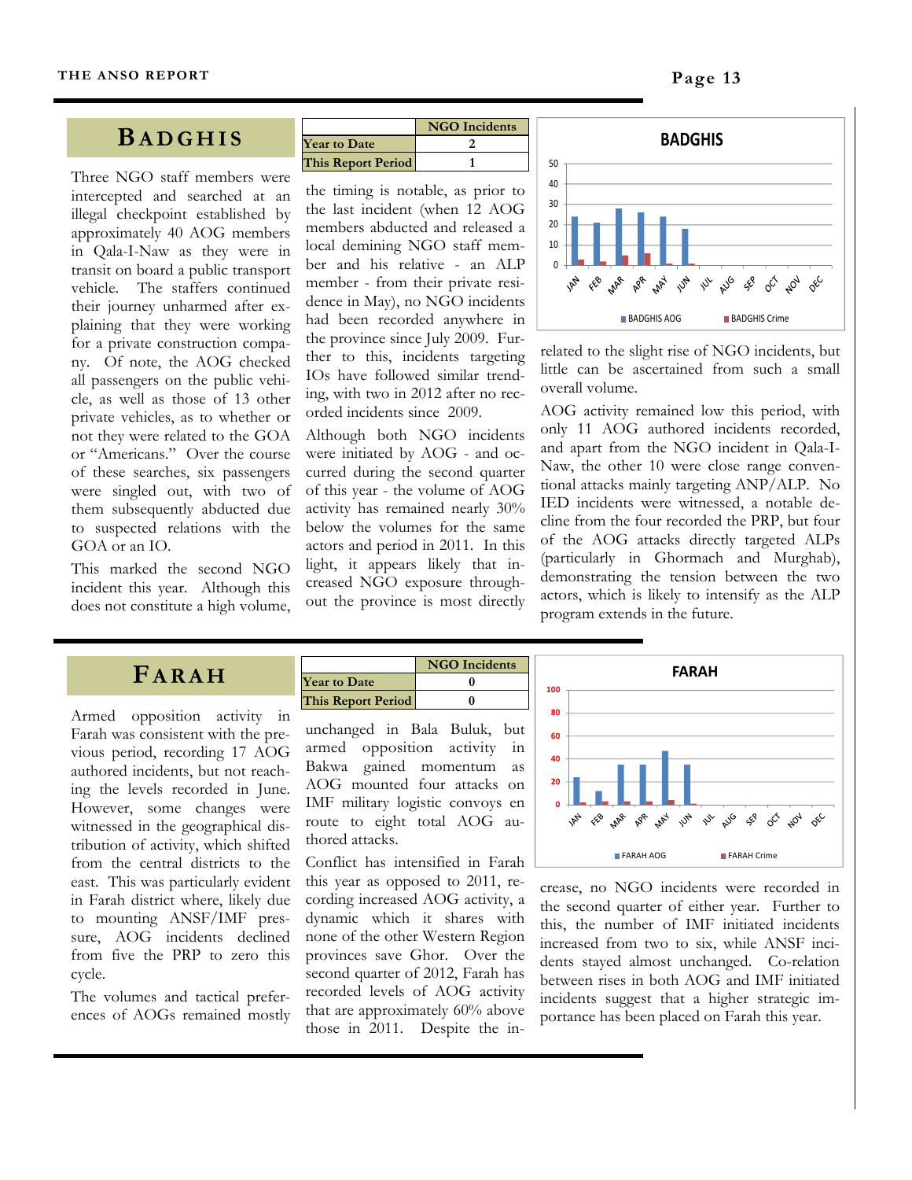## BADGHIS

|  | NGO Incidents |
|---|---|
| Year to Date | 2 |
| This Report Period | 1 |

Three NGO staff members were intercepted and searched at an illegal checkpoint established by approximately 40 AOG members in Qala-I-Naw as they were in transit on board a public transport vehicle. The staffers continued their journey unharmed after explaining that they were working for a private construction company. Of note, the AOG checked all passengers on the public vehicle, as well as those of 13 other private vehicles, as to whether or not they were related to the GOA or "Americans." Over the course of these searches, six passengers were singled out, with two of them subsequently abducted due to suspected relations with the GOA or an IO.

This marked the second NGO incident this year. Although this does not constitute a high volume, the timing is notable, as prior to the last incident (when 12 AOG members abducted and released a local demining NGO staff member and his relative - an ALP member - from their private residence in May), no NGO incidents had been recorded anywhere in the province since July 2009. Further to this, incidents targeting IOs have followed similar trending, with two in 2012 after no recorded incidents since 2009.

Although both NGO incidents were initiated by AOG - and occurred during the second quarter of this year - the volume of AOG activity has remained nearly 30% below the volumes for the same actors and period in 2011. In this light, it appears likely that increased NGO exposure throughout the province is most directly related to the slight rise of NGO incidents, but little can be ascertained from such a small overall volume.

AOG activity remained low this period, with only 11 AOG authored incidents recorded, and apart from the NGO incident in Qala-I-Naw, the other 10 were close range conventional attacks mainly targeting ANP/ALP. No IED incidents were witnessed, a notable decline from the four recorded the PRP, but four of the AOG attacks directly targeted ALPs (particularly in Ghormach and Murghab), demonstrating the tension between the two actors, which is likely to intensify as the ALP program extends in the future.

## FARAH

|  | NGO Incidents |
|---|---|
| Year to Date | 0 |
| This Report Period | 0 |

Armed opposition activity in Farah was consistent with the previous period, recording 17 AOG authored incidents, but not reaching the levels recorded in June. However, some changes were witnessed in the geographical distribution of activity, which shifted from the central districts to the east. This was particularly evident in Farah district where, likely due to mounting ANSF/IMF pressure, AOG incidents declined from five the PRP to zero this cycle.

The volumes and tactical preferences of AOGs remained mostly unchanged in Bala Buluk, but armed opposition activity in Bakwa gained momentum as AOG mounted four attacks on IMF military logistic convoys en route to eight total AOG authored attacks.

Conflict has intensified in Farah this year as opposed to 2011, recording increased AOG activity, a dynamic which it shares with none of the other Western Region provinces save Ghor. Over the second quarter of 2012, Farah has recorded levels of AOG activity that are approximately 60% above those in 2011. Despite the increase, no NGO incidents were recorded in the second quarter of either year. Further to this, the number of IMF initiated incidents increased from two to six, while ANSF incidents stayed almost unchanged. Co-relation between rises in both AOG and IMF initiated incidents suggest that a higher strategic importance has been placed on Farah this year.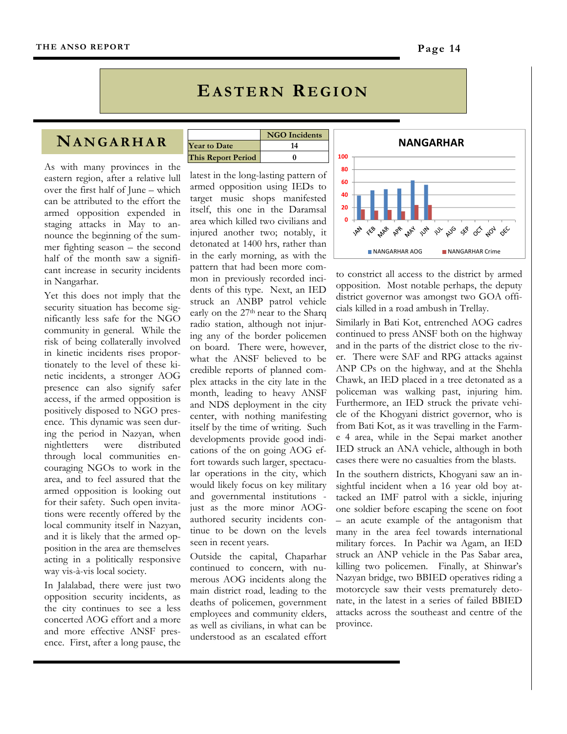# EASTERN REGION

## NANGARHAR

| | NGO Incidents |
|---|---|
| Year to Date | 14 |
| This Report Period | 0 |

As with many provinces in the eastern region, after a relative lull over the first half of June – which can be attributed to the effort the armed opposition expended in staging attacks in May to announce the beginning of the summer fighting season – the second half of the month saw a significant increase in security incidents in Nangarhar.

Yet this does not imply that the security situation has become significantly less safe for the NGO community in general. While the risk of being collaterally involved in kinetic incidents rises proportionately to the level of these kinetic incidents, a stronger AOG presence can also signify safer access, if the armed opposition is positively disposed to NGO presence. This dynamic was seen during the period in Nazyan, when nightletters were distributed through local communities encouraging NGOs to work in the area, and to feel assured that the armed opposition is looking out for their safety. Such open invitations were recently offered by the local community itself in Nazyan, and it is likely that the armed opposition in the area are themselves acting in a politically responsive way vis-à-vis local society.

In Jalalabad, there were just two opposition security incidents, as the city continues to see a less concerted AOG effort and a more and more effective ANSF presence. First, after a long pause, the latest in the long-lasting pattern of armed opposition using IEDs to target music shops manifested itself, this one in the Daramsal area which killed two civilians and injured another two; notably, it detonated at 1400 hrs, rather than in the early morning, as with the pattern that had been more common in previously recorded incidents of this type. Next, an IED struck an ANBP patrol vehicle early on the 27th near to the Sharq radio station, although not injuring any of the border policemen on board. There were, however, what the ANSF believed to be credible reports of planned complex attacks in the city late in the month, leading to heavy ANSF and NDS deployment in the city center, with nothing manifesting itself by the time of writing. Such developments provide good indications of the on going AOG effort towards such larger, spectacular operations in the city, which would likely focus on key military and governmental institutions - just as the more minor AOG-authored security incidents continue to be down on the levels seen in recent years.

Outside the capital, Chaparhar continued to concern, with numerous AOG incidents along the main district road, leading to the deaths of policemen, government employees and community elders, as well as civilians, in what can be understood as an escalated effort to constrict all access to the district by armed opposition. Most notable perhaps, the deputy district governor was amongst two GOA officials killed in a road ambush in Trellay.

Similarly in Bati Kot, entrenched AOG cadres continued to press ANSF both on the highway and in the parts of the district close to the river. There were SAF and RPG attacks against ANP CPs on the highway, and at the Shehla Chawk, an IED placed in a tree detonated as a policeman was walking past, injuring him. Furthermore, an IED struck the private vehicle of the Khogyani district governor, who is from Bati Kot, as it was travelling in the Farm-e 4 area, while in the Sepai market another IED struck an ANA vehicle, although in both cases there were no casualties from the blasts.

In the southern districts, Khogyani saw an insightful incident when a 16 year old boy attacked an IMF patrol with a sickle, injuring one soldier before escaping the scene on foot – an acute example of the antagonism that many in the area feel towards international military forces. In Pachir wa Agam, an IED struck an ANP vehicle in the Pas Sabar area, killing two policemen. Finally, at Shinwar's Nazyan bridge, two BBIED operatives riding a motorcycle saw their vests prematurely detonate, in the latest in a series of failed BBIED attacks across the southeast and centre of the province.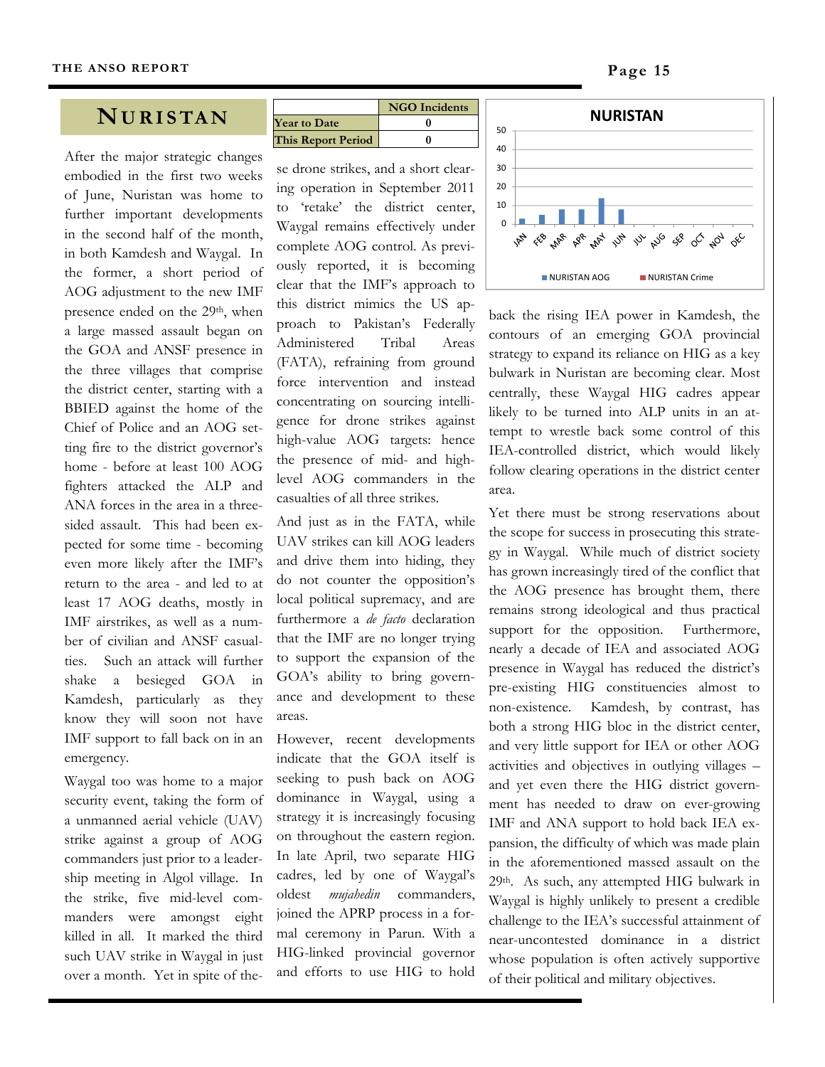# NURISTAN

| | NGO Incidents |
|---|---|
| Year to Date | 0 |
| This Report Period | 0 |

After the major strategic changes embodied in the first two weeks of June, Nuristan was home to further important developments in the second half of the month, in both Kamdesh and Waygal. In the former, a short period of AOG adjustment to the new IMF presence ended on the 29th, when a large massed assault began on the GOA and ANSF presence in the three villages that comprise the district center, starting with a BBIED against the home of the Chief of Police and an AOG setting fire to the district governor's home - before at least 100 AOG fighters attacked the ALP and ANA forces in the area in a three-sided assault. This had been expected for some time - becoming even more likely after the IMF's return to the area - and led to at least 17 AOG deaths, mostly in IMF airstrikes, as well as a number of civilian and ANSF casualties. Such an attack will further shake a besieged GOA in Kamdesh, particularly as they know they will soon not have IMF support to fall back on in an emergency.

Waygal too was home to a major security event, taking the form of a unmanned aerial vehicle (UAV) strike against a group of AOG commanders just prior to a leadership meeting in Algol village. In the strike, five mid-level commanders were amongst eight killed in all. It marked the third such UAV strike in Waygal in just over a month. Yet in spite of these drone strikes, and a short clearing operation in September 2011 to 'retake' the district center, Waygal remains effectively under complete AOG control. As previously reported, it is becoming clear that the IMF's approach to this district mimics the US approach to Pakistan's Federally Administered Tribal Areas (FATA), refraining from ground force intervention and instead concentrating on sourcing intelligence for drone strikes against high-value AOG targets: hence the presence of mid- and high-level AOG commanders in the casualties of all three strikes.

And just as in the FATA, while UAV strikes can kill AOG leaders and drive them into hiding, they do not counter the opposition's local political supremacy, and are furthermore a *de facto* declaration that the IMF are no longer trying to support the expansion of the GOA's ability to bring governance and development to these areas.

However, recent developments indicate that the GOA itself is seeking to push back on AOG dominance in Waygal, using a strategy it is increasingly focusing on throughout the eastern region. In late April, two separate HIG cadres, led by one of Waygal's oldest *mujahedin* commanders, joined the APRP process in a formal ceremony in Parun. With a HIG-linked provincial governor and efforts to use HIG to hold back the rising IEA power in Kamdesh, the contours of an emerging GOA provincial strategy to expand its reliance on HIG as a key bulwark in Nuristan are becoming clear. Most centrally, these Waygal HIG cadres appear likely to be turned into ALP units in an attempt to wrestle back some control of this IEA-controlled district, which would likely follow clearing operations in the district center area.

Yet there must be strong reservations about the scope for success in prosecuting this strategy in Waygal. While much of district society has grown increasingly tired of the conflict that the AOG presence has brought them, there remains strong ideological and thus practical support for the opposition. Furthermore, nearly a decade of IEA and associated AOG presence in Waygal has reduced the district's pre-existing HIG constituencies almost to non-existence. Kamdesh, by contrast, has both a strong HIG bloc in the district center, and very little support for IEA or other AOG activities and objectives in outlying villages – and yet even there the HIG district government has needed to draw on ever-growing IMF and ANA support to hold back IEA expansion, the difficulty of which was made plain in the aforementioned massed assault on the 29th. As such, any attempted HIG bulwark in Waygal is highly unlikely to present a credible challenge to the IEA's successful attainment of near-uncontested dominance in a district whose population is often actively supportive of their political and military objectives.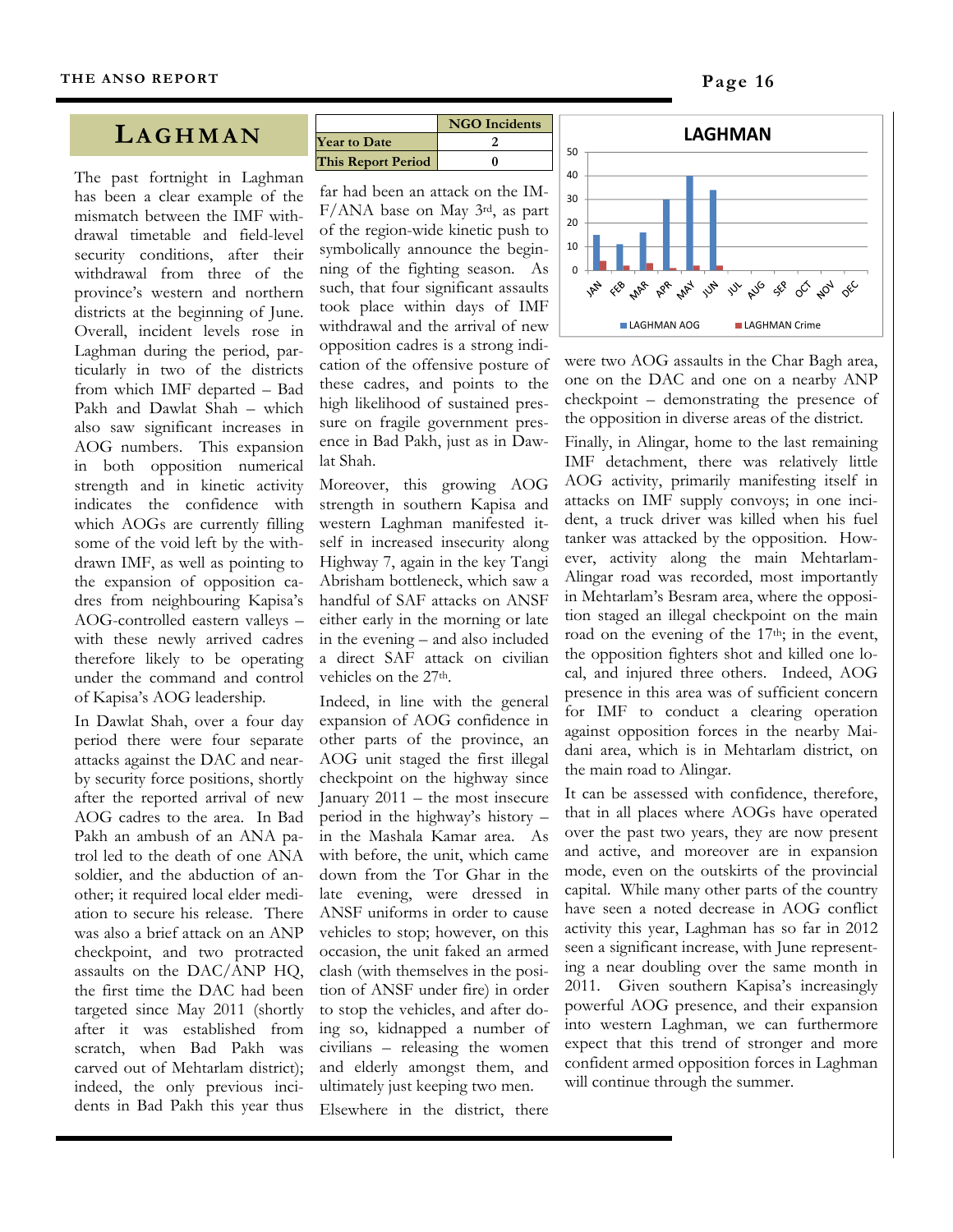## LAGHMAN

| | NGO Incidents |
|---|---|
| Year to Date | 2 |
| This Report Period | 0 |

The past fortnight in Laghman has been a clear example of the mismatch between the IMF withdrawal timetable and field-level security conditions, after their withdrawal from three of the province's western and northern districts at the beginning of June. Overall, incident levels rose in Laghman during the period, particularly in two of the districts from which IMF departed – Bad Pakh and Dawlat Shah – which also saw significant increases in AOG numbers. This expansion in both opposition numerical strength and in kinetic activity indicates the confidence with which AOGs are currently filling some of the void left by the withdrawn IMF, as well as pointing to the expansion of opposition cadres from neighbouring Kapisa's AOG-controlled eastern valleys – with these newly arrived cadres therefore likely to be operating under the command and control of Kapisa's AOG leadership.

In Dawlat Shah, over a four day period there were four separate attacks against the DAC and nearby security force positions, shortly after the reported arrival of new AOG cadres to the area. In Bad Pakh an ambush of an ANA patrol led to the death of one ANA soldier, and the abduction of another; it required local elder mediation to secure his release. There was also a brief attack on an ANP checkpoint, and two protracted assaults on the DAC/ANP HQ, the first time the DAC had been targeted since May 2011 (shortly after it was established from scratch, when Bad Pakh was carved out of Mehtarlam district); indeed, the only previous incidents in Bad Pakh this year thus far had been an attack on the IMF/ANA base on May 3rd, as part of the region-wide kinetic push to symbolically announce the beginning of the fighting season. As such, that four significant assaults took place within days of IMF withdrawal and the arrival of new opposition cadres is a strong indication of the offensive posture of these cadres, and points to the high likelihood of sustained pressure on fragile government presence in Bad Pakh, just as in Dawlat Shah.

Moreover, this growing AOG strength in southern Kapisa and western Laghman manifested itself in increased insecurity along Highway 7, again in the key Tangi Abrisham bottleneck, which saw a handful of SAF attacks on ANSF either early in the morning or late in the evening – and also included a direct SAF attack on civilian vehicles on the 27th.

Indeed, in line with the general expansion of AOG confidence in other parts of the province, an AOG unit staged the first illegal checkpoint on the highway since January 2011 – the most insecure period in the highway's history – in the Mashala Kamar area. As with before, the unit, which came down from the Tor Ghar in the late evening, were dressed in ANSF uniforms in order to cause vehicles to stop; however, on this occasion, the unit faked an armed clash (with themselves in the position of ANSF under fire) in order to stop the vehicles, and after doing so, kidnapped a number of civilians – releasing the women and elderly amongst them, and ultimately just keeping two men.

Elsewhere in the district, there were two AOG assaults in the Char Bagh area, one on the DAC and one on a nearby ANP checkpoint – demonstrating the presence of the opposition in diverse areas of the district.

Finally, in Alingar, home to the last remaining IMF detachment, there was relatively little AOG activity, primarily manifesting itself in attacks on IMF supply convoys; in one incident, a truck driver was killed when his fuel tanker was attacked by the opposition. However, activity along the main Mehtarlam-Alingar road was recorded, most importantly in Mehtarlam's Besram area, where the opposition staged an illegal checkpoint on the main road on the evening of the 17th; in the event, the opposition fighters shot and killed one local, and injured three others. Indeed, AOG presence in this area was of sufficient concern for IMF to conduct a clearing operation against opposition forces in the nearby Maidani area, which is in Mehtarlam district, on the main road to Alingar.

It can be assessed with confidence, therefore, that in all places where AOGs have operated over the past two years, they are now present and active, and moreover are in expansion mode, even on the outskirts of the provincial capital. While many other parts of the country have seen a noted decrease in AOG conflict activity this year, Laghman has so far in 2012 seen a significant increase, with June representing a near doubling over the same month in 2011. Given southern Kapisa's increasingly powerful AOG presence, and their expansion into western Laghman, we can furthermore expect that this trend of stronger and more confident armed opposition forces in Laghman will continue through the summer.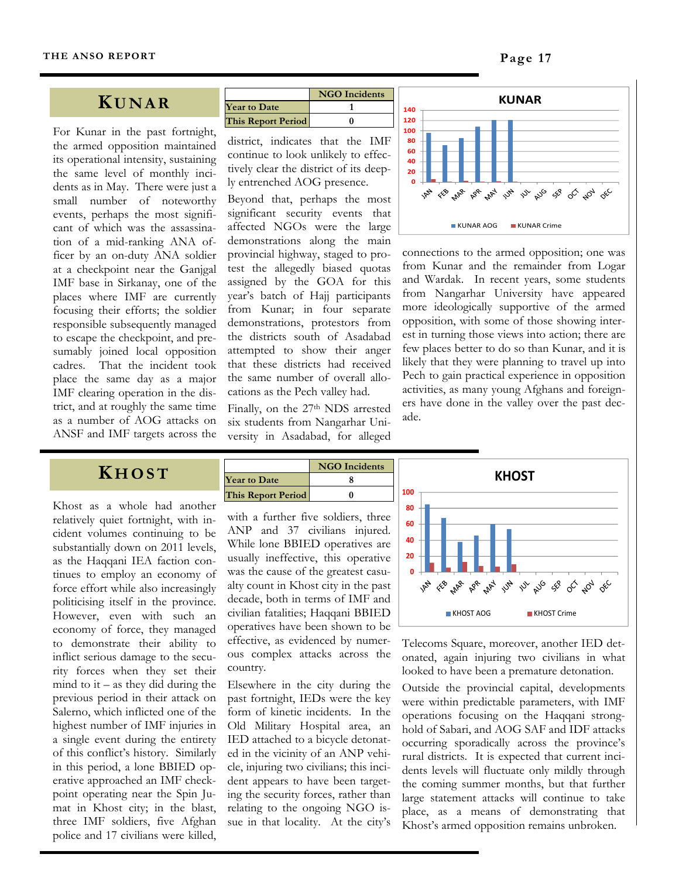## KUNAR

| | NGO Incidents |
|---|---|
| Year to Date | 1 |
| This Report Period | 0 |

For Kunar in the past fortnight, the armed opposition maintained its operational intensity, sustaining the same level of monthly incidents as in May. There were just a small number of noteworthy events, perhaps the most significant of which was the assassination of a mid-ranking ANA officer by an on-duty ANA soldier at a checkpoint near the Ganjgal IMF base in Sirkanay, one of the places where IMF are currently focusing their efforts; the soldier responsible subsequently managed to escape the checkpoint, and presumably joined local opposition cadres. That the incident took place the same day as a major IMF clearing operation in the district, and at roughly the same time as a number of AOG attacks on ANSF and IMF targets across the district, indicates that the IMF continue to look unlikely to effectively clear the district of its deeply entrenched AOG presence.

Beyond that, perhaps the most significant security events that affected NGOs were the large demonstrations along the main provincial highway, staged to protest the allegedly biased quotas assigned by the GOA for this year's batch of Hajj participants from Kunar; in four separate demonstrations, protestors from the districts south of Asadabad attempted to show their anger that these districts had received the same number of overall allocations as the Pech valley had.

Finally, on the 27th NDS arrested six students from Nangarhar University in Asadabad, for alleged connections to the armed opposition; one was from Kunar and the remainder from Logar and Wardak. In recent years, some students from Nangarhar University have appeared more ideologically supportive of the armed opposition, with some of those showing interest in turning those views into action; there are few places better to do so than Kunar, and it is likely that they were planning to travel up into Pech to gain practical experience in opposition activities, as many young Afghans and foreigners have done in the valley over the past decade.

## KHOST

| | NGO Incidents |
|---|---|
| Year to Date | 8 |
| This Report Period | 0 |

Khost as a whole had another relatively quiet fortnight, with incident volumes continuing to be substantially down on 2011 levels, as the Haqqani IEA faction continues to employ an economy of force effort while also increasingly politicising itself in the province. However, even with such an economy of force, they managed to demonstrate their ability to inflict serious damage to the security forces when they set their mind to it – as they did during the previous period in their attack on Salerno, which inflicted one of the highest number of IMF injuries in a single event during the entirety of this conflict's history. Similarly in this period, a lone BBIED operative approached an IMF checkpoint operating near the Spin Jumat in Khost city; in the blast, three IMF soldiers, five Afghan police and 17 civilians were killed, with a further five soldiers, three ANP and 37 civilians injured. While lone BBIED operatives are usually ineffective, this operative was the cause of the greatest casualty count in Khost city in the past decade, both in terms of IMF and civilian fatalities; Haqqani BBIED operatives have been shown to be effective, as evidenced by numerous complex attacks across the country.

Elsewhere in the city during the past fortnight, IEDs were the key form of kinetic incidents. In the Old Military Hospital area, an IED attached to a bicycle detonated in the vicinity of an ANP vehicle, injuring two civilians; this incident appears to have been targeting the security forces, rather than relating to the ongoing NGO issue in that locality. At the city's Telecoms Square, moreover, another IED detonated, again injuring two civilians in what looked to have been a premature detonation.

Outside the provincial capital, developments were within predictable parameters, with IMF operations focusing on the Haqqani stronghold of Sabari, and AOG SAF and IDF attacks occurring sporadically across the province's rural districts. It is expected that current incidents levels will fluctuate only mildly through the coming summer months, but that further large statement attacks will continue to take place, as a means of demonstrating that Khost's armed opposition remains unbroken.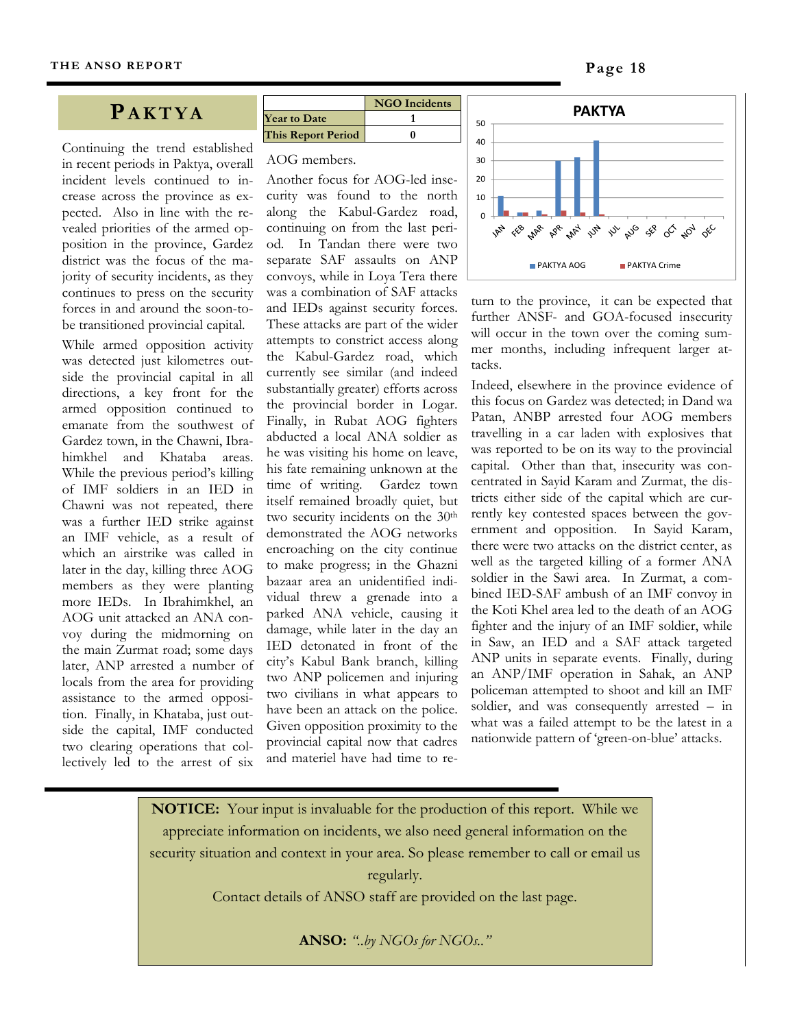# PAKTYA

| | NGO Incidents |
|---|---|
| Year to Date | 1 |
| This Report Period | 0 |

Continuing the trend established in recent periods in Paktya, overall incident levels continued to increase across the province as expected. Also in line with the revealed priorities of the armed opposition in the province, Gardez district was the focus of the majority of security incidents, as they continues to press on the security forces in and around the soon-to-be transitioned provincial capital.

While armed opposition activity was detected just kilometres outside the provincial capital in all directions, a key front for the armed opposition continued to emanate from the southwest of Gardez town, in the Chawni, Ibrahimkhel and Khataba areas. While the previous period's killing of IMF soldiers in an IED in Chawni was not repeated, there was a further IED strike against an IMF vehicle, as a result of which an airstrike was called in later in the day, killing three AOG members as they were planting more IEDs. In Ibrahimkhel, an AOG unit attacked an ANA convoy during the midmorning on the main Zurmat road; some days later, ANP arrested a number of locals from the area for providing assistance to the armed opposition. Finally, in Khataba, just outside the capital, IMF conducted two clearing operations that collectively led to the arrest of six AOG members.

Another focus for AOG-led insecurity was found to the north along the Kabul-Gardez road, continuing on from the last period. In Tandan there were two separate SAF assaults on ANP convoys, while in Loya Tera there was a combination of SAF attacks and IEDs against security forces. These attacks are part of the wider attempts to constrict access along the Kabul-Gardez road, which currently see similar (and indeed substantially greater) efforts across the provincial border in Logar. Finally, in Rubat AOG fighters abducted a local ANA soldier as he was visiting his home on leave, his fate remaining unknown at the time of writing. Gardez town itself remained broadly quiet, but two security incidents on the 30th demonstrated the AOG networks encroaching on the city continue to make progress; in the Ghazni bazaar area an unidentified individual threw a grenade into a parked ANA vehicle, causing it damage, while later in the day an IED detonated in front of the city's Kabul Bank branch, killing two ANP policemen and injuring two civilians in what appears to have been an attack on the police. Given opposition proximity to the provincial capital now that cadres and materiel have had time to return to the province, it can be expected that further ANSF- and GOA-focused insecurity will occur in the town over the coming summer months, including infrequent larger attacks.

Indeed, elsewhere in the province evidence of this focus on Gardez was detected; in Dand wa Patan, ANBP arrested four AOG members travelling in a car laden with explosives that was reported to be on its way to the provincial capital. Other than that, insecurity was concentrated in Sayid Karam and Zurmat, the districts either side of the capital which are currently key contested spaces between the government and opposition. In Sayid Karam, there were two attacks on the district center, as well as the targeted killing of a former ANA soldier in the Sawi area. In Zurmat, a combined IED-SAF ambush of an IMF convoy in the Koti Khel area led to the death of an AOG fighter and the injury of an IMF soldier, while in Saw, an IED and a SAF attack targeted ANP units in separate events. Finally, during an ANP/IMF operation in Sahak, an ANP policeman attempted to shoot and kill an IMF soldier, and was consequently arrested – in what was a failed attempt to be the latest in a nationwide pattern of 'green-on-blue' attacks.

**NOTICE:** Your input is invaluable for the production of this report. While we appreciate information on incidents, we also need general information on the security situation and context in your area. So please remember to call or email us regularly.

Contact details of ANSO staff are provided on the last page.

**ANSO:** *"..by NGOs for NGOs.."*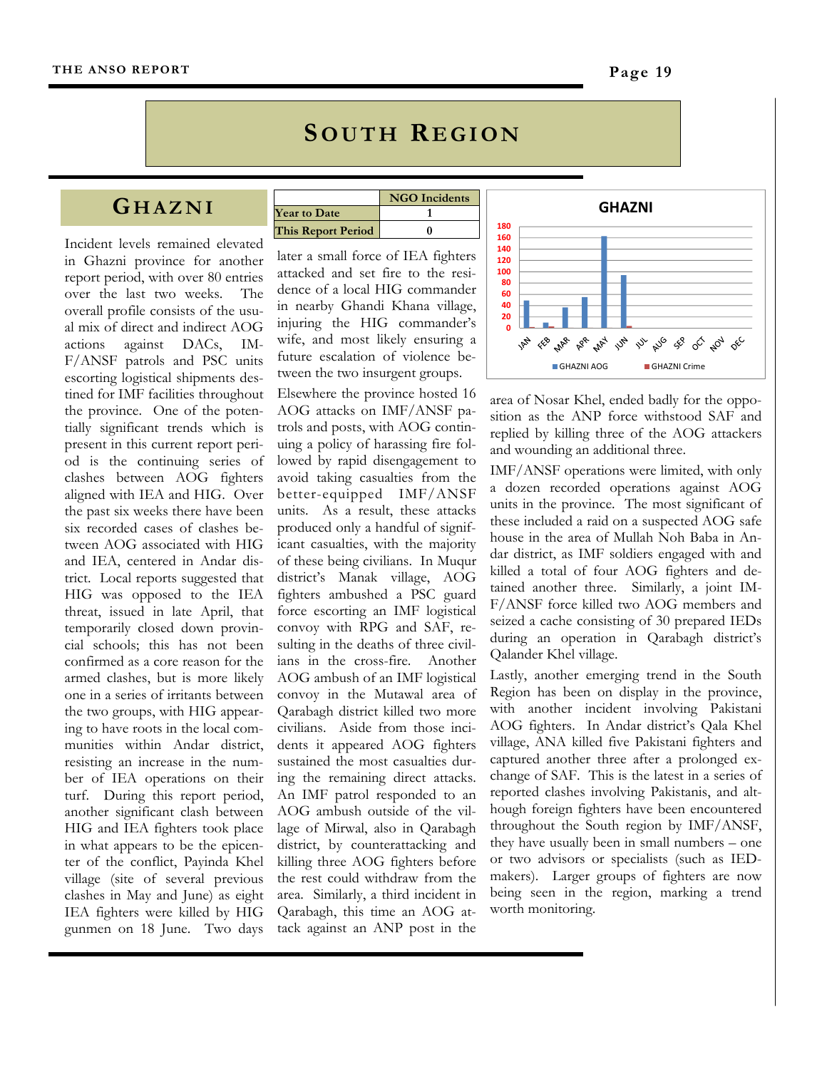# SOUTH REGION

## GHAZNI

| | NGO Incidents |
|---|---|
| Year to Date | 1 |
| This Report Period | 0 |

Incident levels remained elevated in Ghazni province for another report period, with over 80 entries over the last two weeks. The overall profile consists of the usual mix of direct and indirect AOG actions against DACs, IMF/ANSF patrols and PSC units escorting logistical shipments destined for IMF facilities throughout the province. One of the potentially significant trends which is present in this current report period is the continuing series of clashes between AOG fighters aligned with IEA and HIG. Over the past six weeks there have been six recorded cases of clashes between AOG associated with HIG and IEA, centered in Andar district. Local reports suggested that HIG was opposed to the IEA threat, issued in late April, that temporarily closed down provincial schools; this has not been confirmed as a core reason for the armed clashes, but is more likely one in a series of irritants between the two groups, with HIG appearing to have roots in the local communities within Andar district, resisting an increase in the number of IEA operations on their turf. During this report period, another significant clash between HIG and IEA fighters took place in what appears to be the epicenter of the conflict, Payinda Khel village (site of several previous clashes in May and June) as eight IEA fighters were killed by HIG gunmen on 18 June. Two days later a small force of IEA fighters attacked and set fire to the residence of a local HIG commander in nearby Ghandi Khana village, injuring the HIG commander's wife, and most likely ensuring a future escalation of violence between the two insurgent groups.

Elsewhere the province hosted 16 AOG attacks on IMF/ANSF patrols and posts, with AOG continuing a policy of harassing fire followed by rapid disengagement to avoid taking casualties from the better-equipped IMF/ANSF units. As a result, these attacks produced only a handful of significant casualties, with the majority of these being civilians. In Muqur district's Manak village, AOG fighters ambushed a PSC guard force escorting an IMF logistical convoy with RPG and SAF, resulting in the deaths of three civilians in the cross-fire. Another AOG ambush of an IMF logistical convoy in the Mutawal area of Qarabagh district killed two more civilians. Aside from those incidents it appeared AOG fighters sustained the most casualties during the remaining direct attacks. An IMF patrol responded to an AOG ambush outside of the village of Mirwal, also in Qarabagh district, by counterattacking and killing three AOG fighters before the rest could withdraw from the area. Similarly, a third incident in Qarabagh, this time an AOG attack against an ANP post in the area of Nosar Khel, ended badly for the opposition as the ANP force withstood SAF and replied by killing three of the AOG attackers and wounding an additional three.

IMF/ANSF operations were limited, with only a dozen recorded operations against AOG units in the province. The most significant of these included a raid on a suspected AOG safe house in the area of Mullah Noh Baba in Andar district, as IMF soldiers engaged with and killed a total of four AOG fighters and detained another three. Similarly, a joint IMF/ANSF force killed two AOG members and seized a cache consisting of 30 prepared IEDs during an operation in Qarabagh district's Qalander Khel village.

Lastly, another emerging trend in the South Region has been on display in the province, with another incident involving Pakistani AOG fighters. In Andar district's Qala Khel village, ANA killed five Pakistani fighters and captured another three after a prolonged exchange of SAF. This is the latest in a series of reported clashes involving Pakistanis, and although foreign fighters have been encountered throughout the South region by IMF/ANSF, they have usually been in small numbers – one or two advisors or specialists (such as IED-makers). Larger groups of fighters are now being seen in the region, marking a trend worth monitoring.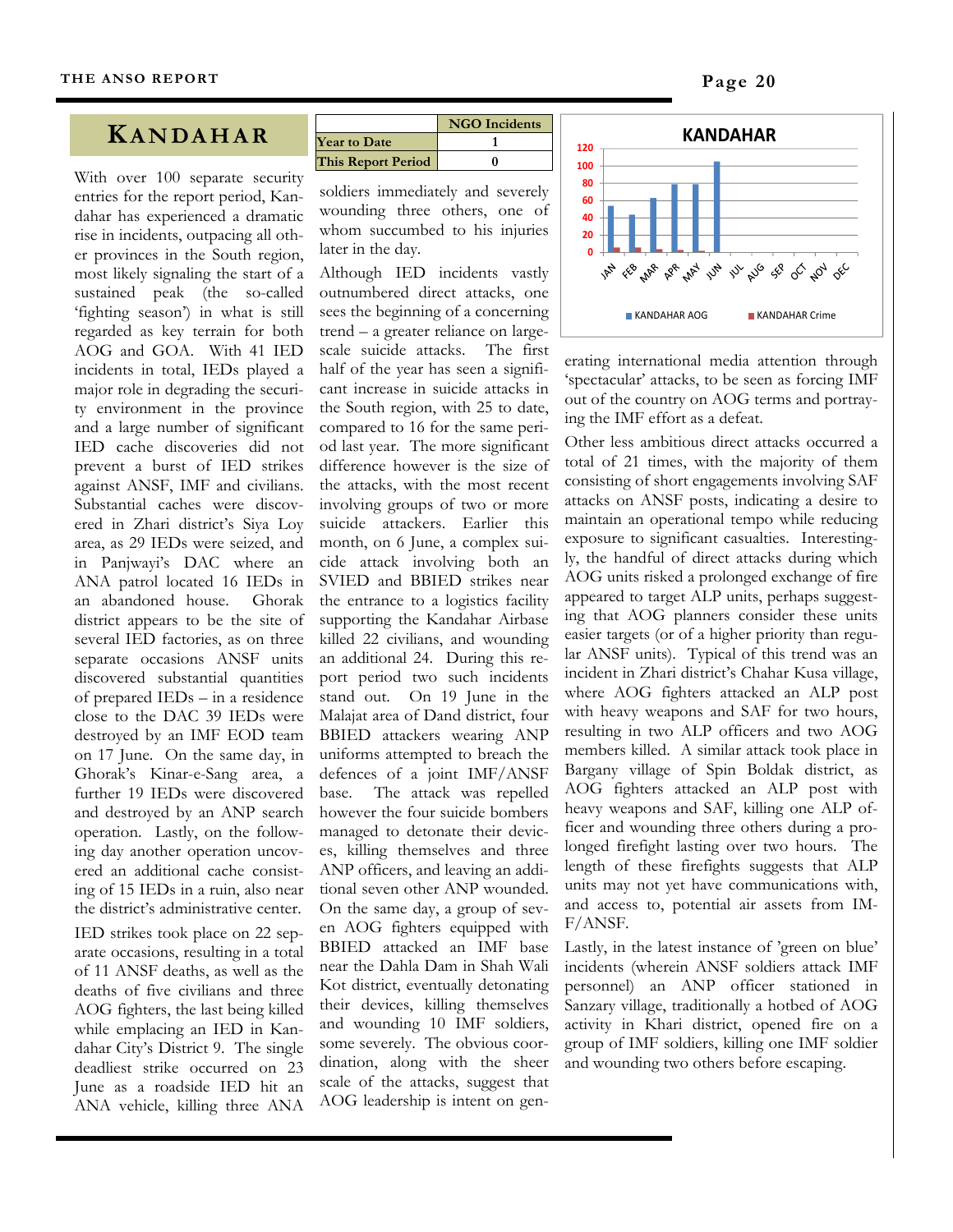# KANDAHAR

| | NGO Incidents |
|---|---|
| Year to Date | 1 |
| This Report Period | 0 |

With over 100 separate security entries for the report period, Kandahar has experienced a dramatic rise in incidents, outpacing all other provinces in the South region, most likely signaling the start of a sustained peak (the so-called 'fighting season') in what is still regarded as key terrain for both AOG and GOA. With 41 IED incidents in total, IEDs played a major role in degrading the security environment in the province and a large number of significant IED cache discoveries did not prevent a burst of IED strikes against ANSF, IMF and civilians. Substantial caches were discovered in Zhari district's Siya Loy area, as 29 IEDs were seized, and in Panjwayi's DAC where an ANA patrol located 16 IEDs in an abandoned house. Ghorak district appears to be the site of several IED factories, as on three separate occasions ANSF units discovered substantial quantities of prepared IEDs – in a residence close to the DAC 39 IEDs were destroyed by an IMF EOD team on 17 June. On the same day, in Ghorak's Kinar-e-Sang area, a further 19 IEDs were discovered and destroyed by an ANP search operation. Lastly, on the following day another operation uncovered an additional cache consisting of 15 IEDs in a ruin, also near the district's administrative center.

IED strikes took place on 22 separate occasions, resulting in a total of 11 ANSF deaths, as well as the deaths of five civilians and three AOG fighters, the last being killed while emplacing an IED in Kandahar City's District 9. The single deadliest strike occurred on 23 June as a roadside IED hit an ANA vehicle, killing three ANA soldiers immediately and severely wounding three others, one of whom succumbed to his injuries later in the day.

Although IED incidents vastly outnumbered direct attacks, one sees the beginning of a concerning trend – a greater reliance on large-scale suicide attacks. The first half of the year has seen a significant increase in suicide attacks in the South region, with 25 to date, compared to 16 for the same period last year. The more significant difference however is the size of the attacks, with the most recent involving groups of two or more suicide attackers. Earlier this month, on 6 June, a complex suicide attack involving both an SVIED and BBIED strikes near the entrance to a logistics facility supporting the Kandahar Airbase killed 22 civilians, and wounding an additional 24. During this report period two such incidents stand out. On 19 June in the Malajat area of Dand district, four BBIED attackers wearing ANP uniforms attempted to breach the defences of a joint IMF/ANSF base. The attack was repelled however the four suicide bombers managed to detonate their devices, killing themselves and three ANP officers, and leaving an additional seven other ANP wounded. On the same day, a group of seven AOG fighters equipped with BBIED attacked an IMF base near the Dahla Dam in Shah Wali Kot district, eventually detonating their devices, killing themselves and wounding 10 IMF soldiers, some severely. The obvious coordination, along with the sheer scale of the attacks, suggest that AOG leadership is intent on generating international media attention through 'spectacular' attacks, to be seen as forcing IMF out of the country on AOG terms and portraying the IMF effort as a defeat.

Other less ambitious direct attacks occurred a total of 21 times, with the majority of them consisting of short engagements involving SAF attacks on ANSF posts, indicating a desire to maintain an operational tempo while reducing exposure to significant casualties. Interestingly, the handful of direct attacks during which AOG units risked a prolonged exchange of fire appeared to target ALP units, perhaps suggesting that AOG planners consider these units easier targets (or of a higher priority than regular ANSF units). Typical of this trend was an incident in Zhari district's Chahar Kusa village, where AOG fighters attacked an ALP post with heavy weapons and SAF for two hours, resulting in two ALP officers and two AOG members killed. A similar attack took place in Bargany village of Spin Boldak district, as AOG fighters attacked an ALP post with heavy weapons and SAF, killing one ALP officer and wounding three others during a prolonged firefight lasting over two hours. The length of these firefights suggests that ALP units may not yet have communications with, and access to, potential air assets from IMF/ANSF.

Lastly, in the latest instance of 'green on blue' incidents (wherein ANSF soldiers attack IMF personnel) an ANP officer stationed in Sanzary village, traditionally a hotbed of AOG activity in Khari district, opened fire on a group of IMF soldiers, killing one IMF soldier and wounding two others before escaping.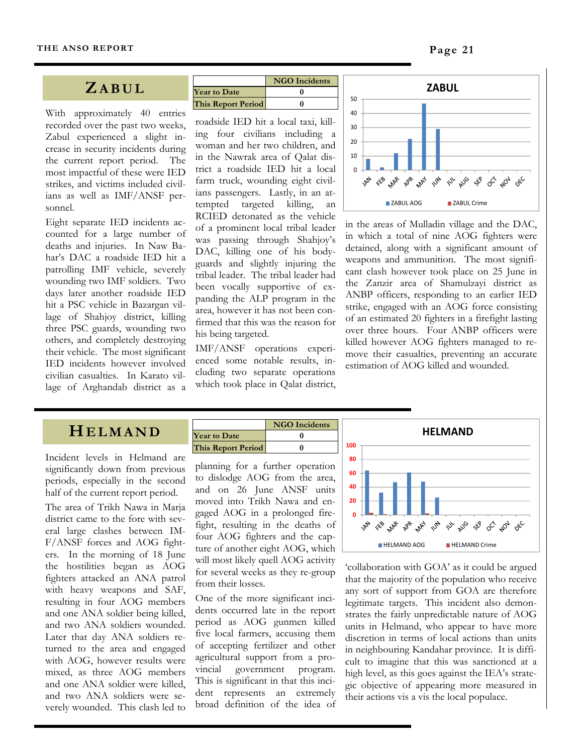## ZABUL

| | NGO Incidents |
|---|---|
| Year to Date | 0 |
| This Report Period | 0 |

With approximately 40 entries recorded over the past two weeks, Zabul experienced a slight increase in security incidents during the current report period. The most impactful of these were IED strikes, and victims included civilians as well as IMF/ANSF personnel.

Eight separate IED incidents accounted for a large number of deaths and injuries. In Naw Bahar's DAC a roadside IED hit a patrolling IMF vehicle, severely wounding two IMF soldiers. Two days later another roadside IED hit a PSC vehicle in Bazargan village of Shahjoy district, killing three PSC guards, wounding two others, and completely destroying their vehicle. The most significant IED incidents however involved civilian casualties. In Karato village of Arghandab district as a roadside IED hit a local taxi, killing four civilians including a woman and her two children, and in the Nawrak area of Qalat district a roadside IED hit a local farm truck, wounding eight civilians passengers. Lastly, in an attempted targeted killing, an RCIED detonated as the vehicle of a prominent local tribal leader was passing through Shahjoy's DAC, killing one of his bodyguards and slightly injuring the tribal leader. The tribal leader had been vocally supportive of expanding the ALP program in the area, however it has not been confirmed that this was the reason for his being targeted.

IMF/ANSF operations experienced some notable results, including two separate operations which took place in Qalat district, in the areas of Mulladin village and the DAC, in which a total of nine AOG fighters were detained, along with a significant amount of weapons and ammunition. The most significant clash however took place on 25 June in the Zanzir area of Shamulzayi district as ANBP officers, responding to an earlier IED strike, engaged with an AOG force consisting of an estimated 20 fighters in a firefight lasting over three hours. Four ANBP officers were killed however AOG fighters managed to remove their casualties, preventing an accurate estimation of AOG killed and wounded.

## HELMAND

| | NGO Incidents |
|---|---|
| Year to Date | 0 |
| This Report Period | 0 |

Incident levels in Helmand are significantly down from previous periods, especially in the second half of the current report period.

The area of Trikh Nawa in Marja district came to the fore with several large clashes between IMF/ANSF forces and AOG fighters. In the morning of 18 June the hostilities began as AOG fighters attacked an ANA patrol with heavy weapons and SAF, resulting in four AOG members and one ANA soldier being killed, and two ANA soldiers wounded. Later that day ANA soldiers returned to the area and engaged with AOG, however results were mixed, as three AOG members and one ANA soldier were killed, and two ANA soldiers were severely wounded. This clash led to planning for a further operation to dislodge AOG from the area, and on 26 June ANSF units moved into Trikh Nawa and engaged AOG in a prolonged firefight, resulting in the deaths of four AOG fighters and the capture of another eight AOG, which will most likely quell AOG activity for several weeks as they re-group from their losses.

One of the more significant incidents occurred late in the report period as AOG gunmen killed five local farmers, accusing them of accepting fertilizer and other agricultural support from a provincial government program. This is significant in that this incident represents an extremely broad definition of the idea of 'collaboration with GOA' as it could be argued that the majority of the population who receive any sort of support from GOA are therefore legitimate targets. This incident also demonstrates the fairly unpredictable nature of AOG units in Helmand, who appear to have more discretion in terms of local actions than units in neighbouring Kandahar province. It is difficult to imagine that this was sanctioned at a high level, as this goes against the IEA's strategic objective of appearing more measured in their actions vis a vis the local populace.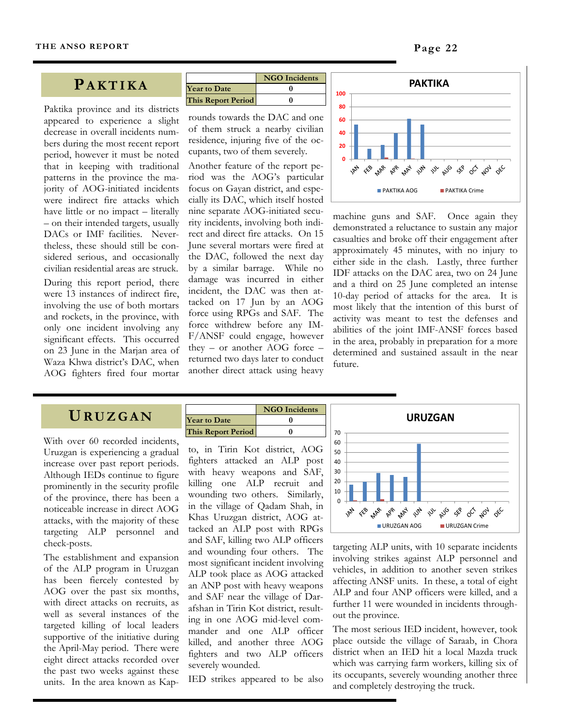## PAKTIKA

| | NGO Incidents |
|---|---|
| Year to Date | 0 |
| This Report Period | 0 |

Paktika province and its districts appeared to experience a slight decrease in overall incidents numbers during the most recent report period, however it must be noted that in keeping with traditional patterns in the province the majority of AOG-initiated incidents were indirect fire attacks which have little or no impact – literally – on their intended targets, usually DACs or IMF facilities. Nevertheless, these should still be considered serious, and occasionally civilian residential areas are struck.

During this report period, there were 13 instances of indirect fire, involving the use of both mortars and rockets, in the province, with only one incident involving any significant effects. This occurred on 23 June in the Marjan area of Waza Khwa district's DAC, when AOG fighters fired four mortar rounds towards the DAC and one of them struck a nearby civilian residence, injuring five of the occupants, two of them severely.

Another feature of the report period was the AOG's particular focus on Gayan district, and especially its DAC, which itself hosted nine separate AOG-initiated security incidents, involving both indirect and direct fire attacks. On 15 June several mortars were fired at the DAC, followed the next day by a similar barrage. While no damage was incurred in either incident, the DAC was then attacked on 17 Jun by an AOG force using RPGs and SAF. The force withdrew before any IMF/ANSF could engage, however they – or another AOG force – returned two days later to conduct another direct attack using heavy machine guns and SAF. Once again they demonstrated a reluctance to sustain any major casualties and broke off their engagement after approximately 45 minutes, with no injury to either side in the clash. Lastly, three further IDF attacks on the DAC area, two on 24 June and a third on 25 June completed an intense 10-day period of attacks for the area. It is most likely that the intention of this burst of activity was meant to test the defenses and abilities of the joint IMF-ANSF forces based in the area, probably in preparation for a more determined and sustained assault in the near future.

## URUZGAN

| | NGO Incidents |
|---|---|
| Year to Date | 0 |
| This Report Period | 0 |

With over 60 recorded incidents, Uruzgan is experiencing a gradual increase over past report periods. Although IEDs continue to figure prominently in the security profile of the province, there has been a noticeable increase in direct AOG attacks, with the majority of these targeting ALP personnel and check-posts.

The establishment and expansion of the ALP program in Uruzgan has been fiercely contested by AOG over the past six months, with direct attacks on recruits, as well as several instances of the targeted killing of local leaders supportive of the initiative during the April-May period. There were eight direct attacks recorded over the past two weeks against these units. In the area known as Kapto, in Tirin Kot district, AOG fighters attacked an ALP post with heavy weapons and SAF, killing one ALP recruit and wounding two others. Similarly, in the village of Qadam Shah, in Khas Uruzgan district, AOG attacked an ALP post with RPGs and SAF, killing two ALP officers and wounding four others. The most significant incident involving ALP took place as AOG attacked an ANP post with heavy weapons and SAF near the village of Darafshan in Tirin Kot district, resulting in one AOG mid-level commander and one ALP officer killed, and another three AOG fighters and two ALP officers severely wounded.

IED strikes appeared to be also targeting ALP units, with 10 separate incidents involving strikes against ALP personnel and vehicles, in addition to another seven strikes affecting ANSF units. In these, a total of eight ALP and four ANP officers were killed, and a further 11 were wounded in incidents throughout the province.

The most serious IED incident, however, took place outside the village of Saraab, in Chora district when an IED hit a local Mazda truck which was carrying farm workers, killing six of its occupants, severely wounding another three and completely destroying the truck.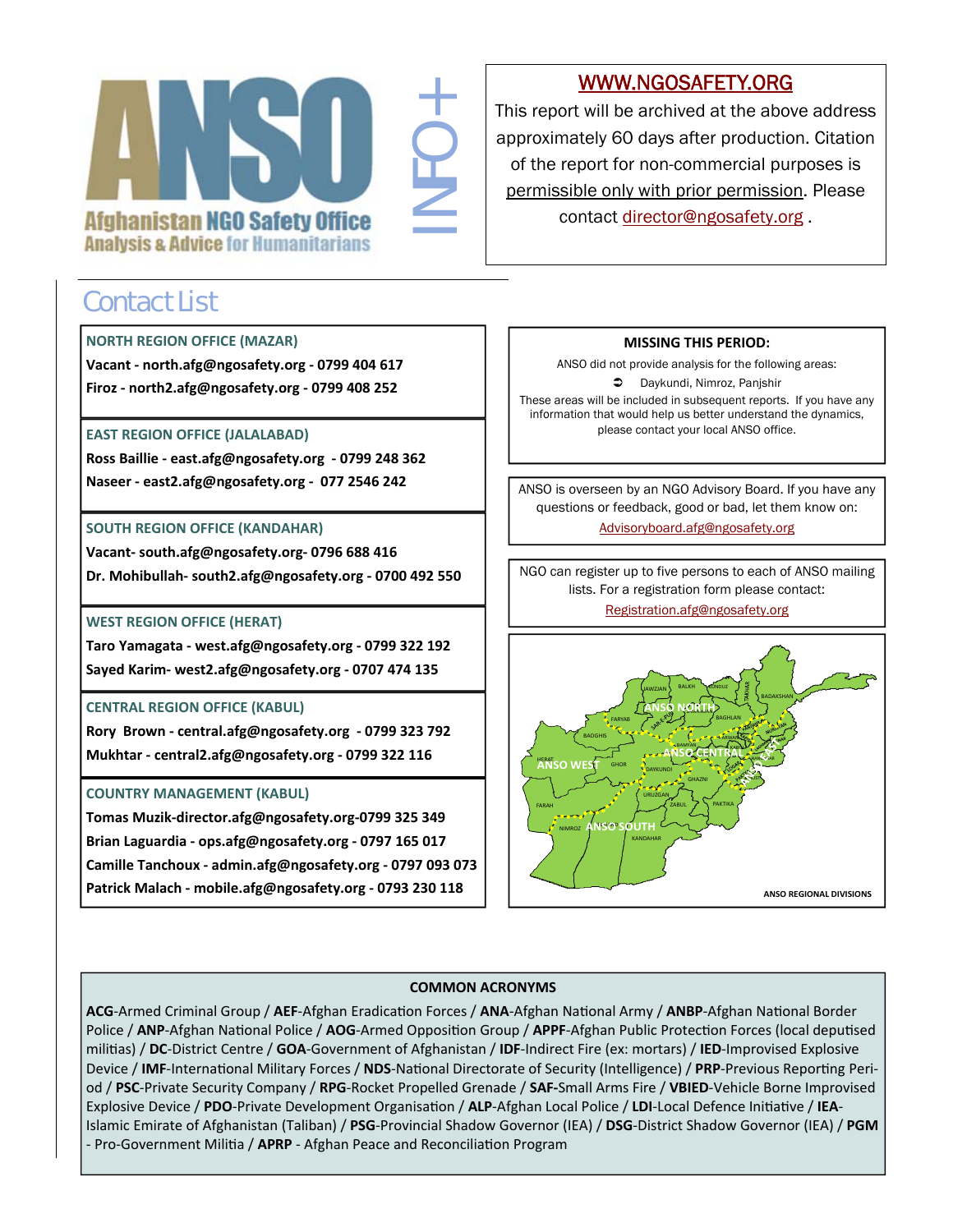# ANSO

Afghanistan NGO Safety Office

Analysis & Advice for Humanitarians

INFO+

**WWW.NGOSAFETY.ORG**

This report will be archived at the above address approximately 60 days after production. Citation of the report for non-commercial purposes is permissible only with prior permission. Please contact director@ngosafety.org .

## Contact List

**NORTH REGION OFFICE (MAZAR)**

**Vacant - north.afg@ngosafety.org - 0799 404 617**

**Firoz - north2.afg@ngosafety.org - 0799 408 252**

**EAST REGION OFFICE (JALALABAD)**

**Ross Baillie - east.afg@ngosafety.org - 0799 248 362**

**Naseer - east2.afg@ngosafety.org - 077 2546 242**

**SOUTH REGION OFFICE (KANDAHAR)**

**Vacant- south.afg@ngosafety.org- 0796 688 416**

**Dr. Mohibullah- south2.afg@ngosafety.org - 0700 492 550**

**WEST REGION OFFICE (HERAT)**

**Taro Yamagata - west.afg@ngosafety.org - 0799 322 192**

**Sayed Karim- west2.afg@ngosafety.org - 0707 474 135**

**CENTRAL REGION OFFICE (KABUL)**

**Rory Brown - central.afg@ngosafety.org - 0799 323 792**

**Mukhtar - central2.afg@ngosafety.org - 0799 322 116**

**COUNTRY MANAGEMENT (KABUL)**

**Tomas Muzik-director.afg@ngosafety.org-0799 325 349**

**Brian Laguardia - ops.afg@ngosafety.org - 0797 165 017**

**Camille Tanchoux - admin.afg@ngosafety.org - 0797 093 073**

**Patrick Malach - mobile.afg@ngosafety.org - 0793 230 118**

**MISSING THIS PERIOD:**

ANSO did not provide analysis for the following areas:

- Daykundi, Nimroz, Panjshir

These areas will be included in subsequent reports. If you have any information that would help us better understand the dynamics, please contact your local ANSO office.

ANSO is overseen by an NGO Advisory Board. If you have any questions or feedback, good or bad, let them know on: Advisoryboard.afg@ngosafety.org

NGO can register up to five persons to each of ANSO mailing lists. For a registration form please contact: Registration.afg@ngosafety.org

ANSO NORTH
ANSO CENTRAL
ANSO WEST
ANSO EAST
ANSO SOUTH
ANSO REGIONAL DIVISIONS

**COMMON ACRONYMS**

**ACG**-Armed Criminal Group / **AEF**-Afghan Eradication Forces / **ANA**-Afghan National Army / **ANBP**-Afghan National Border Police / **ANP**-Afghan National Police / **AOG**-Armed Opposition Group / **APPF**-Afghan Public Protection Forces (local deputised militias) / **DC**-District Centre / **GOA**-Government of Afghanistan / **IDF**-Indirect Fire (ex: mortars) / **IED**-Improvised Explosive Device / **IMF**-International Military Forces / **NDS**-National Directorate of Security (Intelligence) / **PRP**-Previous Reporting Period / **PSC**-Private Security Company / **RPG**-Rocket Propelled Grenade / **SAF**-Small Arms Fire / **VBIED**-Vehicle Borne Improvised Explosive Device / **PDO**-Private Development Organisation / **ALP**-Afghan Local Police / **LDI**-Local Defence Initiative / **IEA**-Islamic Emirate of Afghanistan (Taliban) / **PSG**-Provincial Shadow Governor (IEA) / **DSG**-District Shadow Governor (IEA) / **PGM** - Pro-Government Militia / **APRP** - Afghan Peace and Reconciliation Program